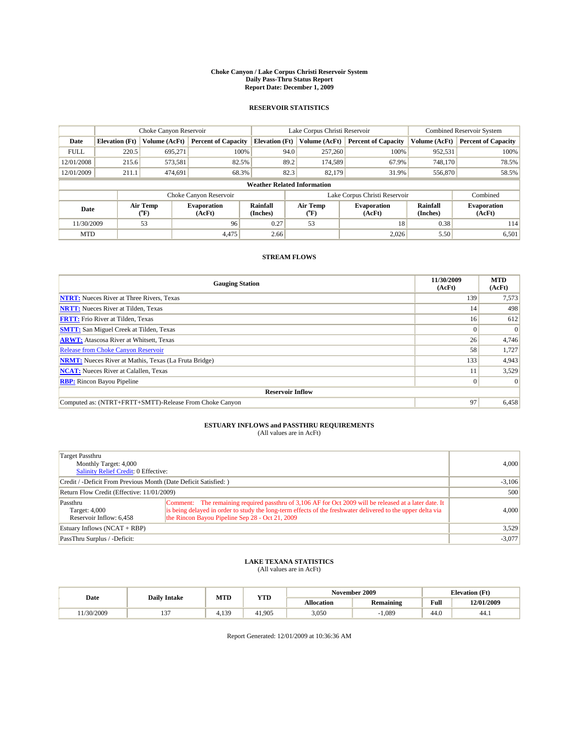# Choke Canyon / Lake Corpus Christi Reservoir System
## Daily Pass-Thru Status Report
### Report Date: December 1, 2009

## RESERVOIR STATISTICS

| | Choke Canyon Reservoir | | | Lake Corpus Christi Reservoir | | | Combined Reservoir System | |
|---|---|---|---|---|---|---|---|---|
| Date | Elevation (Ft) | Volume (AcFt) | Percent of Capacity | Elevation (Ft) | Volume (AcFt) | Percent of Capacity | Volume (AcFt) | Percent of Capacity |
| FULL | 220.5 | 695,271 | 100% | 94.0 | 257,260 | 100% | 952,531 | 100% |
| 12/01/2008 | 215.6 | 573,581 | 82.5% | 89.2 | 174,589 | 67.9% | 748,170 | 78.5% |
| 12/01/2009 | 211.1 | 474,691 | 68.3% | 82.3 | 82,179 | 31.9% | 556,870 | 58.5% |

**Weather Related Information**

| | Choke Canyon Reservoir | | | Lake Corpus Christi Reservoir | | | Combined |
|---|---|---|---|---|---|---|---|
| Date | Air Temp (°F) | Evaporation (AcFt) | Rainfall (Inches) | Air Temp (°F) | Evaporation (AcFt) | Rainfall (Inches) | Evaporation (AcFt) |
| 11/30/2009 | 53 | 96 | 0.27 | 53 | 18 | 0.38 | 114 |
| MTD | | 4,475 | 2.66 | | 2,026 | 5.50 | 6,501 |

## STREAM FLOWS

| Gauging Station | 11/30/2009 (AcFt) | MTD (AcFt) |
|---|---|---|
| NTRT: Nueces River at Three Rivers, Texas | 139 | 7,573 |
| NRTT: Nueces River at Tilden, Texas | 14 | 498 |
| FRTT: Frio River at Tilden, Texas | 16 | 612 |
| SMTT: San Miguel Creek at Tilden, Texas | 0 | 0 |
| ARWT: Atascosa River at Whitsett, Texas | 26 | 4,746 |
| Release from Choke Canyon Reservoir | 58 | 1,727 |
| NRMT: Nueces River at Mathis, Texas (La Fruta Bridge) | 133 | 4,943 |
| NCAT: Nueces River at Calallen, Texas | 11 | 3,529 |
| RBP: Rincon Bayou Pipeline | 0 | 0 |
| **Reservoir Inflow** | | |
| Computed as: (NTRT+FRTT+SMTT)-Release From Choke Canyon | 97 | 6,458 |

## ESTUARY INFLOWS and PASSTHRU REQUIREMENTS
(All values are in AcFt)

| | | |
|---|---|---|
| Target Passthru<br>Monthly Target: 4,000<br>Salinity Relief Credit: 0 Effective: | | 4,000 |
| Credit / -Deficit From Previous Month (Date Deficit Satisfied: ) | | -3,106 |
| Return Flow Credit (Effective: 11/01/2009) | | 500 |
| Passthru<br>Target: 4,000<br>Reservoir Inflow: 6,458 | Comment: The remaining required passthru of 3,106 AF for Oct 2009 will be released at a later date. It is being delayed in order to study the long-term effects of the freshwater delivered to the upper delta via the Rincon Bayou Pipeline Sep 28 - Oct 21, 2009 | 4,000 |
| Estuary Inflows (NCAT + RBP) | | 3,529 |
| PassThru Surplus / -Deficit: | | -3,077 |

## LAKE TEXANA STATISTICS
(All values are in AcFt)

| Date | Daily Intake | MTD | YTD | November 2009 | | Elevation (Ft) | |
|---|---|---|---|---|---|---|---|
| | | | | Allocation | Remaining | Full | 12/01/2009 |
| 11/30/2009 | 137 | 4,139 | 41,905 | 3,050 | -1,089 | 44.0 | 44.1 |

Report Generated: 12/01/2009 at 10:36:36 AM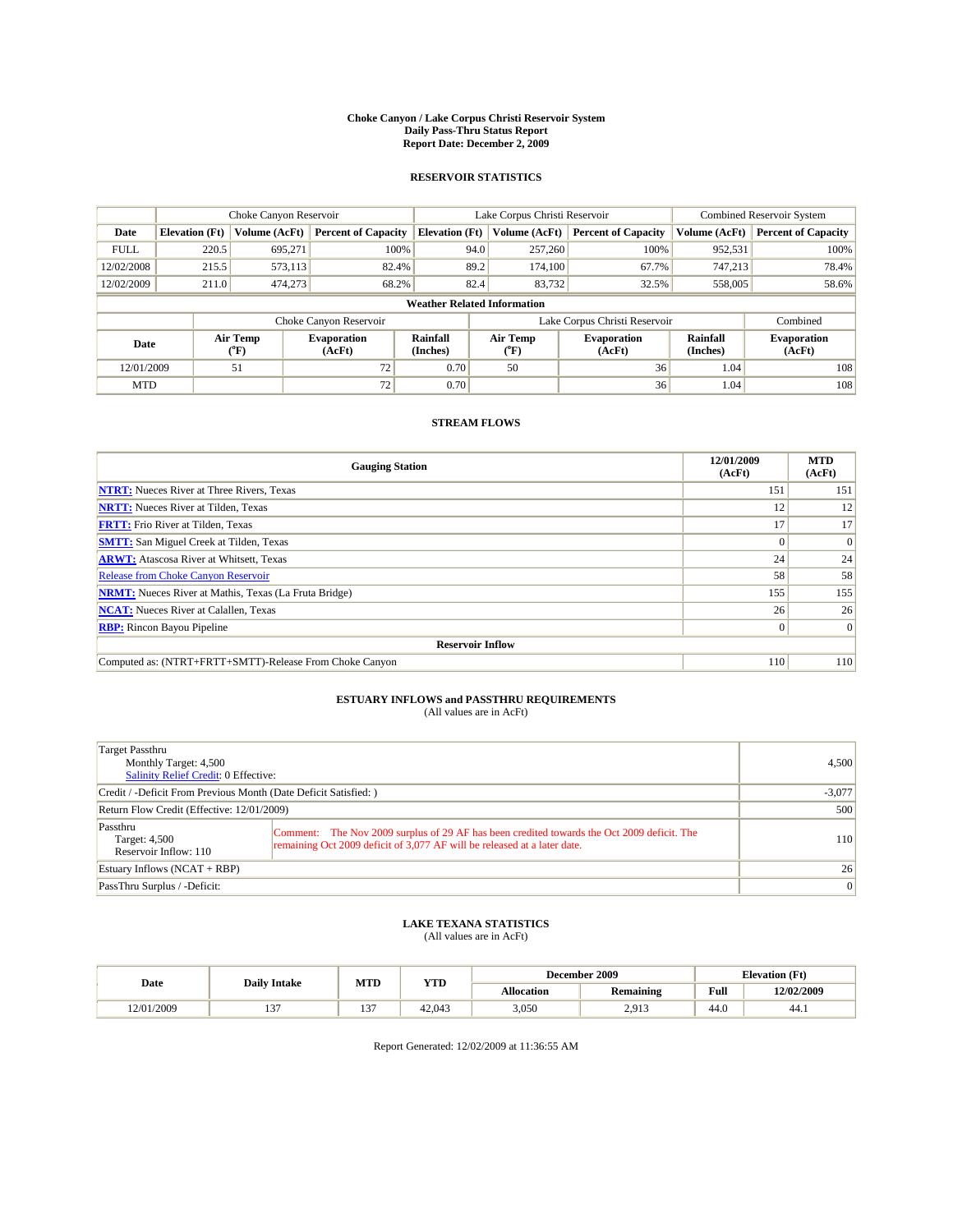# Choke Canyon / Lake Corpus Christi Reservoir System
## Daily Pass-Thru Status Report
## Report Date: December 2, 2009

### RESERVOIR STATISTICS

| | Choke Canyon Reservoir | | | Lake Corpus Christi Reservoir | | | Combined Reservoir System | |
|---|---|---|---|---|---|---|---|---|
| Date | Elevation (Ft) | Volume (AcFt) | Percent of Capacity | Elevation (Ft) | Volume (AcFt) | Percent of Capacity | Volume (AcFt) | Percent of Capacity |
| FULL | 220.5 | 695,271 | 100% | 94.0 | 257,260 | 100% | 952,531 | 100% |
| 12/02/2008 | 215.5 | 573,113 | 82.4% | 89.2 | 174,100 | 67.7% | 747,213 | 78.4% |
| 12/02/2009 | 211.0 | 474,273 | 68.2% | 82.4 | 83,732 | 32.5% | 558,005 | 58.6% |

**Weather Related Information**

| | Choke Canyon Reservoir | | | Lake Corpus Christi Reservoir | | | Combined |
|---|---|---|---|---|---|---|---|
| Date | Air Temp (°F) | Evaporation (AcFt) | Rainfall (Inches) | Air Temp (°F) | Evaporation (AcFt) | Rainfall (Inches) | Evaporation (AcFt) |
| 12/01/2009 | 51 | 72 | 0.70 | 50 | 36 | 1.04 | 108 |
| MTD | | 72 | 0.70 | | 36 | 1.04 | 108 |

### STREAM FLOWS

| Gauging Station | 12/01/2009 (AcFt) | MTD (AcFt) |
|---|---|---|
| NTRT: Nueces River at Three Rivers, Texas | 151 | 151 |
| NRTT: Nueces River at Tilden, Texas | 12 | 12 |
| FRTT: Frio River at Tilden, Texas | 17 | 17 |
| SMTT: San Miguel Creek at Tilden, Texas | 0 | 0 |
| ARWT: Atascosa River at Whitsett, Texas | 24 | 24 |
| Release from Choke Canyon Reservoir | 58 | 58 |
| NRMT: Nueces River at Mathis, Texas (La Fruta Bridge) | 155 | 155 |
| NCAT: Nueces River at Calallen, Texas | 26 | 26 |
| RBP: Rincon Bayou Pipeline | 0 | 0 |
| **Reservoir Inflow** | | |
| Computed as: (NTRT+FRTT+SMTT)-Release From Choke Canyon | 110 | 110 |

### ESTUARY INFLOWS and PASSTHRU REQUIREMENTS
(All values are in AcFt)

| | | |
|---|---|---|
| Target Passthru<br>Monthly Target: 4,500<br>Salinity Relief Credit: 0 Effective: | | 4,500 |
| Credit / -Deficit From Previous Month (Date Deficit Satisfied: ) | | -3,077 |
| Return Flow Credit (Effective: 12/01/2009) | | 500 |
| Passthru<br>Target: 4,500<br>Reservoir Inflow: 110 | Comment: The Nov 2009 surplus of 29 AF has been credited towards the Oct 2009 deficit. The remaining Oct 2009 deficit of 3,077 AF will be released at a later date. | 110 |
| Estuary Inflows (NCAT + RBP) | | 26 |
| PassThru Surplus / -Deficit: | | 0 |

### LAKE TEXANA STATISTICS
(All values are in AcFt)

| Date | Daily Intake | MTD | YTD | December 2009 | | Elevation (Ft) | |
|---|---|---|---|---|---|---|---|
| | | | | Allocation | Remaining | Full | 12/02/2009 |
| 12/01/2009 | 137 | 137 | 42,043 | 3,050 | 2,913 | 44.0 | 44.1 |

Report Generated: 12/02/2009 at 11:36:55 AM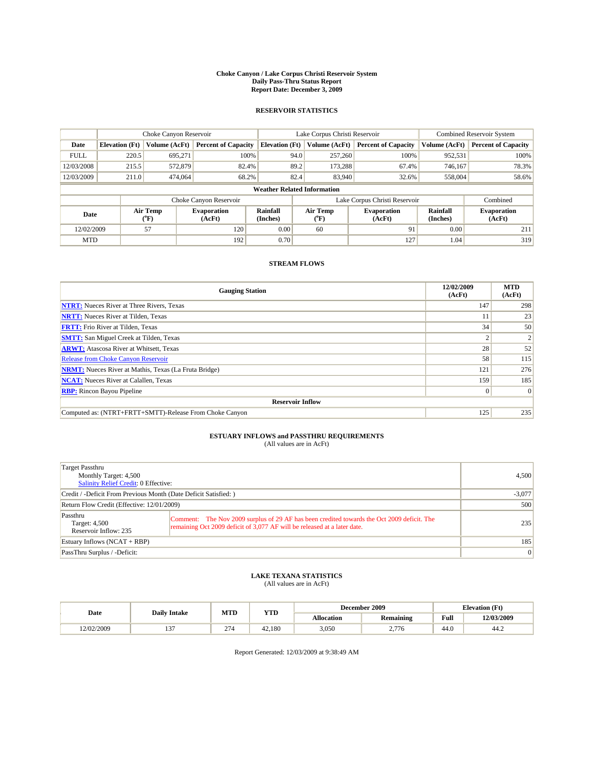# Choke Canyon / Lake Corpus Christi Reservoir System
## Daily Pass-Thru Status Report
## Report Date: December 3, 2009

### RESERVOIR STATISTICS

| | Choke Canyon Reservoir | | | Lake Corpus Christi Reservoir | | | Combined Reservoir System | |
|---|---|---|---|---|---|---|---|---|
| Date | Elevation (Ft) | Volume (AcFt) | Percent of Capacity | Elevation (Ft) | Volume (AcFt) | Percent of Capacity | Volume (AcFt) | Percent of Capacity |
| FULL | 220.5 | 695,271 | 100% | 94.0 | 257,260 | 100% | 952,531 | 100% |
| 12/03/2008 | 215.5 | 572,879 | 82.4% | 89.2 | 173,288 | 67.4% | 746,167 | 78.3% |
| 12/03/2009 | 211.0 | 474,064 | 68.2% | 82.4 | 83,940 | 32.6% | 558,004 | 58.6% |

**Weather Related Information**

| | Choke Canyon Reservoir | | | Lake Corpus Christi Reservoir | | | Combined |
|---|---|---|---|---|---|---|---|
| Date | Air Temp (°F) | Evaporation (AcFt) | Rainfall (Inches) | Air Temp (°F) | Evaporation (AcFt) | Rainfall (Inches) | Evaporation (AcFt) |
| 12/02/2009 | 57 | 120 | 0.00 | 60 | 91 | 0.00 | 211 |
| MTD | | 192 | 0.70 | | 127 | 1.04 | 319 |

### STREAM FLOWS

| Gauging Station | 12/02/2009 (AcFt) | MTD (AcFt) |
|---|---|---|
| NTRT: Nueces River at Three Rivers, Texas | 147 | 298 |
| NRTT: Nueces River at Tilden, Texas | 11 | 23 |
| FRTT: Frio River at Tilden, Texas | 34 | 50 |
| SMTT: San Miguel Creek at Tilden, Texas | 2 | 2 |
| ARWT: Atascosa River at Whitsett, Texas | 28 | 52 |
| Release from Choke Canyon Reservoir | 58 | 115 |
| NRMT: Nueces River at Mathis, Texas (La Fruta Bridge) | 121 | 276 |
| NCAT: Nueces River at Calallen, Texas | 159 | 185 |
| RBP: Rincon Bayou Pipeline | 0 | 0 |
| **Reservoir Inflow** | | |
| Computed as: (NTRT+FRTT+SMTT)-Release From Choke Canyon | 125 | 235 |

### ESTUARY INFLOWS and PASSTHRU REQUIREMENTS
(All values are in AcFt)

| | | |
|---|---|---|
| Target Passthru<br>Monthly Target: 4,500<br>Salinity Relief Credit: 0 Effective: | | 4,500 |
| Credit / -Deficit From Previous Month (Date Deficit Satisfied: ) | | -3,077 |
| Return Flow Credit (Effective: 12/01/2009) | | 500 |
| Passthru<br>Target: 4,500<br>Reservoir Inflow: 235 | Comment: The Nov 2009 surplus of 29 AF has been credited towards the Oct 2009 deficit. The remaining Oct 2009 deficit of 3,077 AF will be released at a later date. | 235 |
| Estuary Inflows (NCAT + RBP) | | 185 |
| PassThru Surplus / -Deficit: | | 0 |

### LAKE TEXANA STATISTICS
(All values are in AcFt)

| Date | Daily Intake | MTD | YTD | December 2009 | | Elevation (Ft) | |
|---|---|---|---|---|---|---|---|
| | | | | Allocation | Remaining | Full | 12/03/2009 |
| 12/02/2009 | 137 | 274 | 42,180 | 3,050 | 2,776 | 44.0 | 44.2 |

Report Generated: 12/03/2009 at 9:38:49 AM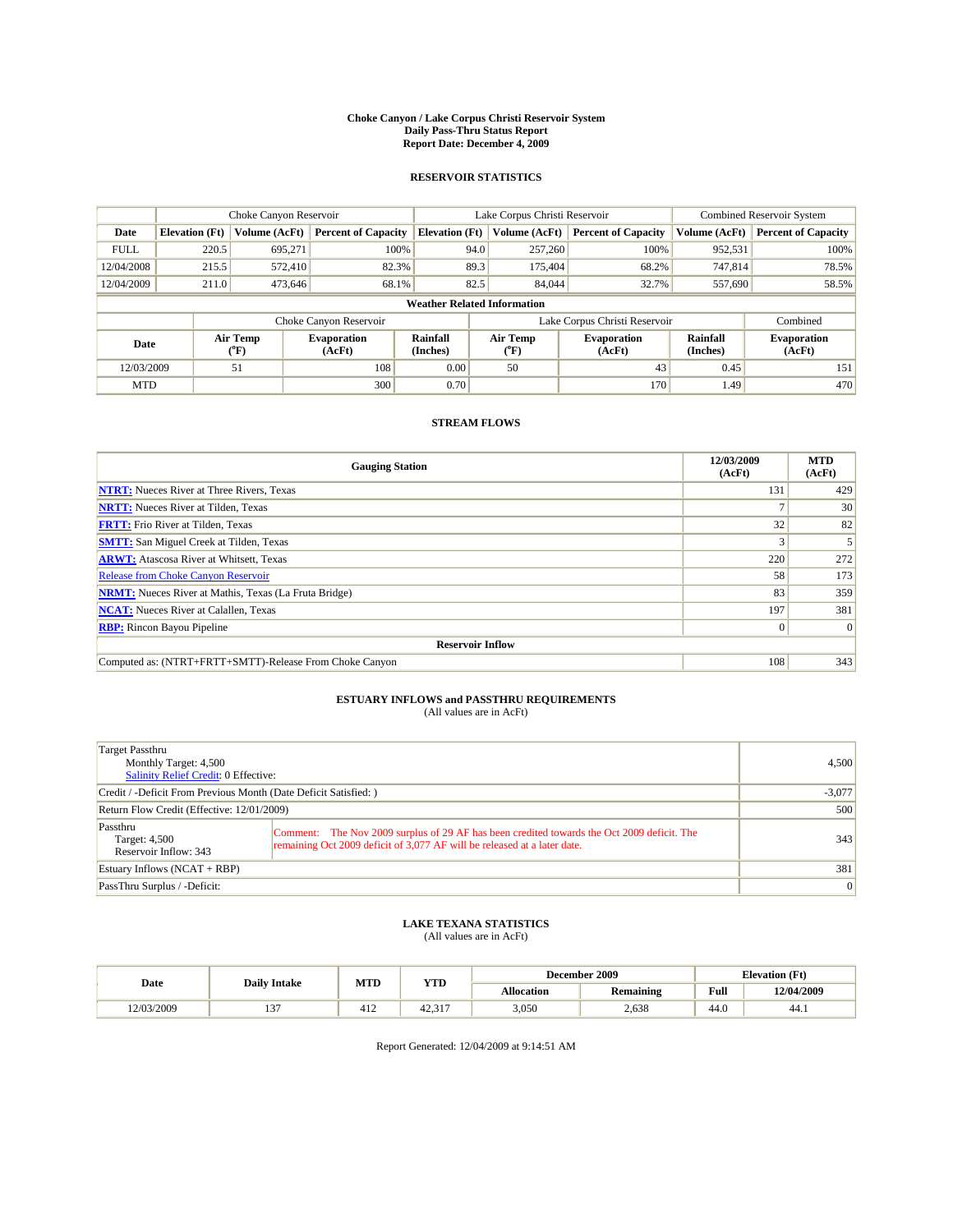# Choke Canyon / Lake Corpus Christi Reservoir System
## Daily Pass-Thru Status Report
### Report Date: December 4, 2009

## RESERVOIR STATISTICS

| | Choke Canyon Reservoir | | | Lake Corpus Christi Reservoir | | | Combined Reservoir System | |
|---|---|---|---|---|---|---|---|---|
| Date | Elevation (Ft) | Volume (AcFt) | Percent of Capacity | Elevation (Ft) | Volume (AcFt) | Percent of Capacity | Volume (AcFt) | Percent of Capacity |
| FULL | 220.5 | 695,271 | 100% | 94.0 | 257,260 | 100% | 952,531 | 100% |
| 12/04/2008 | 215.5 | 572,410 | 82.3% | 89.3 | 175,404 | 68.2% | 747,814 | 78.5% |
| 12/04/2009 | 211.0 | 473,646 | 68.1% | 82.5 | 84,044 | 32.7% | 557,690 | 58.5% |

**Weather Related Information**

| | Choke Canyon Reservoir | | | Lake Corpus Christi Reservoir | | | Combined |
|---|---|---|---|---|---|---|---|
| Date | Air Temp (°F) | Evaporation (AcFt) | Rainfall (Inches) | Air Temp (°F) | Evaporation (AcFt) | Rainfall (Inches) | Evaporation (AcFt) |
| 12/03/2009 | 51 | 108 | 0.00 | 50 | 43 | 0.45 | 151 |
| MTD | | 300 | 0.70 | | 170 | 1.49 | 470 |

## STREAM FLOWS

| Gauging Station | 12/03/2009 (AcFt) | MTD (AcFt) |
|---|---|---|
| NTRT: Nueces River at Three Rivers, Texas | 131 | 429 |
| NRTT: Nueces River at Tilden, Texas | 7 | 30 |
| FRTT: Frio River at Tilden, Texas | 32 | 82 |
| SMTT: San Miguel Creek at Tilden, Texas | 3 | 5 |
| ARWT: Atascosa River at Whitsett, Texas | 220 | 272 |
| Release from Choke Canyon Reservoir | 58 | 173 |
| NRMT: Nueces River at Mathis, Texas (La Fruta Bridge) | 83 | 359 |
| NCAT: Nueces River at Calallen, Texas | 197 | 381 |
| RBP: Rincon Bayou Pipeline | 0 | 0 |
| **Reservoir Inflow** | | |
| Computed as: (NTRT+FRTT+SMTT)-Release From Choke Canyon | 108 | 343 |

## ESTUARY INFLOWS and PASSTHRU REQUIREMENTS
(All values are in AcFt)

| | |
|---|---|
| Target Passthru<br>Monthly Target: 4,500<br>Salinity Relief Credit: 0 Effective: | 4,500 |
| Credit / -Deficit From Previous Month (Date Deficit Satisfied: ) | -3,077 |
| Return Flow Credit (Effective: 12/01/2009) | 500 |
| Passthru<br>Target: 4,500<br>Reservoir Inflow: 343<br>Comment: The Nov 2009 surplus of 29 AF has been credited towards the Oct 2009 deficit. The remaining Oct 2009 deficit of 3,077 AF will be released at a later date. | 343 |
| Estuary Inflows (NCAT + RBP) | 381 |
| PassThru Surplus / -Deficit: | 0 |

## LAKE TEXANA STATISTICS
(All values are in AcFt)

| Date | Daily Intake | MTD | YTD | December 2009 | | Elevation (Ft) | |
|---|---|---|---|---|---|---|---|
| | | | | Allocation | Remaining | Full | 12/04/2009 |
| 12/03/2009 | 137 | 412 | 42,317 | 3,050 | 2,638 | 44.0 | 44.1 |

Report Generated: 12/04/2009 at 9:14:51 AM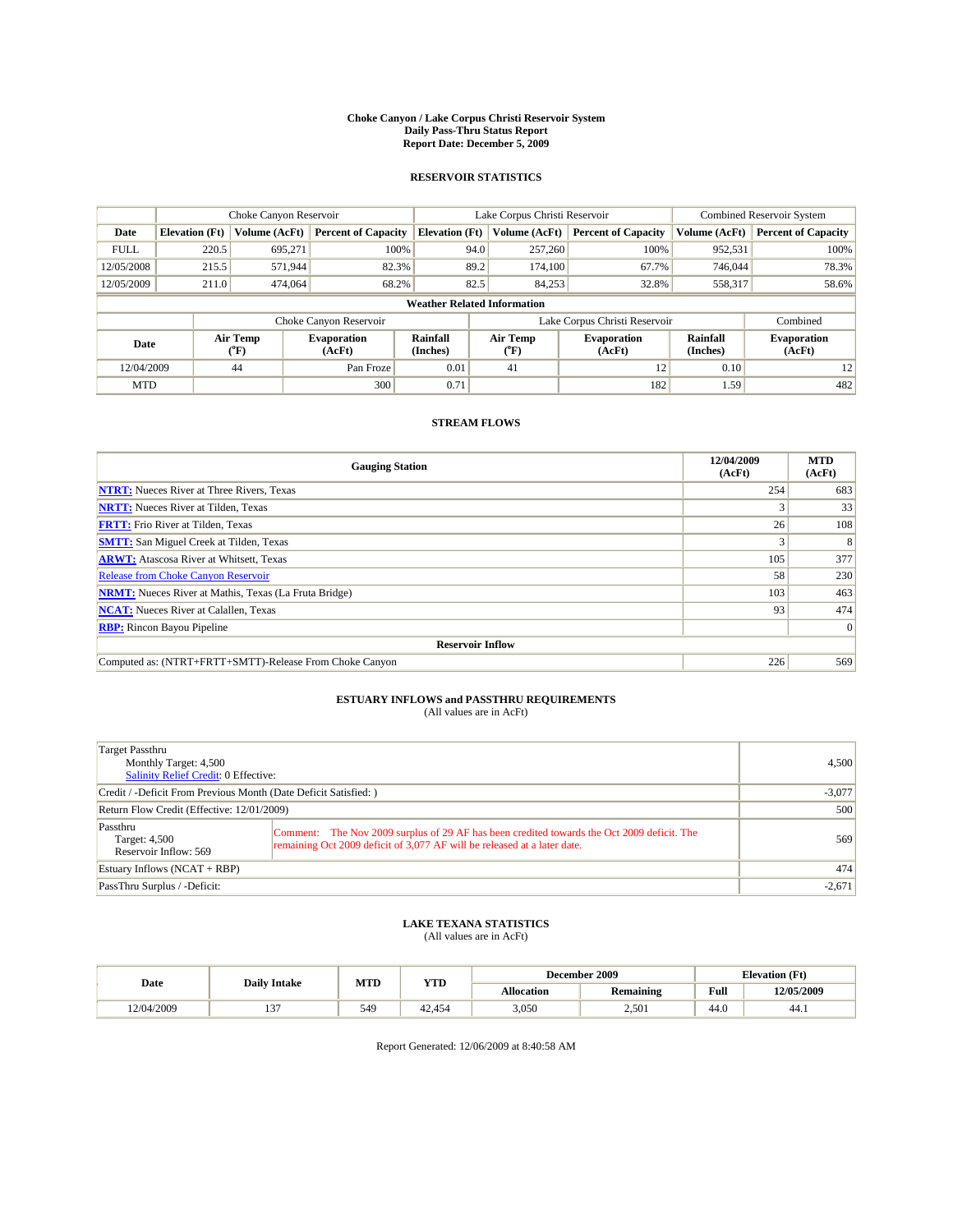# Choke Canyon / Lake Corpus Christi Reservoir System
## Daily Pass-Thru Status Report
### Report Date: December 5, 2009

## RESERVOIR STATISTICS

| | Choke Canyon Reservoir | | | Lake Corpus Christi Reservoir | | | Combined Reservoir System | |
|---|---|---|---|---|---|---|---|---|
| Date | Elevation (Ft) | Volume (AcFt) | Percent of Capacity | Elevation (Ft) | Volume (AcFt) | Percent of Capacity | Volume (AcFt) | Percent of Capacity |
| FULL | 220.5 | 695,271 | 100% | 94.0 | 257,260 | 100% | 952,531 | 100% |
| 12/05/2008 | 215.5 | 571,944 | 82.3% | 89.2 | 174,100 | 67.7% | 746,044 | 78.3% |
| 12/05/2009 | 211.0 | 474,064 | 68.2% | 82.5 | 84,253 | 32.8% | 558,317 | 58.6% |

**Weather Related Information**

| | Choke Canyon Reservoir | | | Lake Corpus Christi Reservoir | | | Combined |
|---|---|---|---|---|---|---|---|
| Date | Air Temp (°F) | Evaporation (AcFt) | Rainfall (Inches) | Air Temp (°F) | Evaporation (AcFt) | Rainfall (Inches) | Evaporation (AcFt) |
| 12/04/2009 | 44 | Pan Froze | 0.01 | 41 | 12 | 0.10 | 12 |
| MTD | | 300 | 0.71 | | 182 | 1.59 | 482 |

## STREAM FLOWS

| Gauging Station | 12/04/2009 (AcFt) | MTD (AcFt) |
|---|---|---|
| NTRT: Nueces River at Three Rivers, Texas | 254 | 683 |
| NRTT: Nueces River at Tilden, Texas | 3 | 33 |
| FRTT: Frio River at Tilden, Texas | 26 | 108 |
| SMTT: San Miguel Creek at Tilden, Texas | 3 | 8 |
| ARWT: Atascosa River at Whitsett, Texas | 105 | 377 |
| Release from Choke Canyon Reservoir | 58 | 230 |
| NRMT: Nueces River at Mathis, Texas (La Fruta Bridge) | 103 | 463 |
| NCAT: Nueces River at Calallen, Texas | 93 | 474 |
| RBP: Rincon Bayou Pipeline | | 0 |
| **Reservoir Inflow** | | |
| Computed as: (NTRT+FRTT+SMTT)-Release From Choke Canyon | 226 | 569 |

## ESTUARY INFLOWS and PASSTHRU REQUIREMENTS
(All values are in AcFt)

| | | |
|---|---|---|
| Target Passthru<br>Monthly Target: 4,500<br>Salinity Relief Credit: 0 Effective: | | 4,500 |
| Credit / -Deficit From Previous Month (Date Deficit Satisfied: ) | | -3,077 |
| Return Flow Credit (Effective: 12/01/2009) | | 500 |
| Passthru<br>Target: 4,500<br>Reservoir Inflow: 569 | Comment: The Nov 2009 surplus of 29 AF has been credited towards the Oct 2009 deficit. The remaining Oct 2009 deficit of 3,077 AF will be released at a later date. | 569 |
| Estuary Inflows (NCAT + RBP) | | 474 |
| PassThru Surplus / -Deficit: | | -2,671 |

## LAKE TEXANA STATISTICS
(All values are in AcFt)

| Date | Daily Intake | MTD | YTD | December 2009 | | Elevation (Ft) | |
|---|---|---|---|---|---|---|---|
| | | | | Allocation | Remaining | Full | 12/05/2009 |
| 12/04/2009 | 137 | 549 | 42,454 | 3,050 | 2,501 | 44.0 | 44.1 |

Report Generated: 12/06/2009 at 8:40:58 AM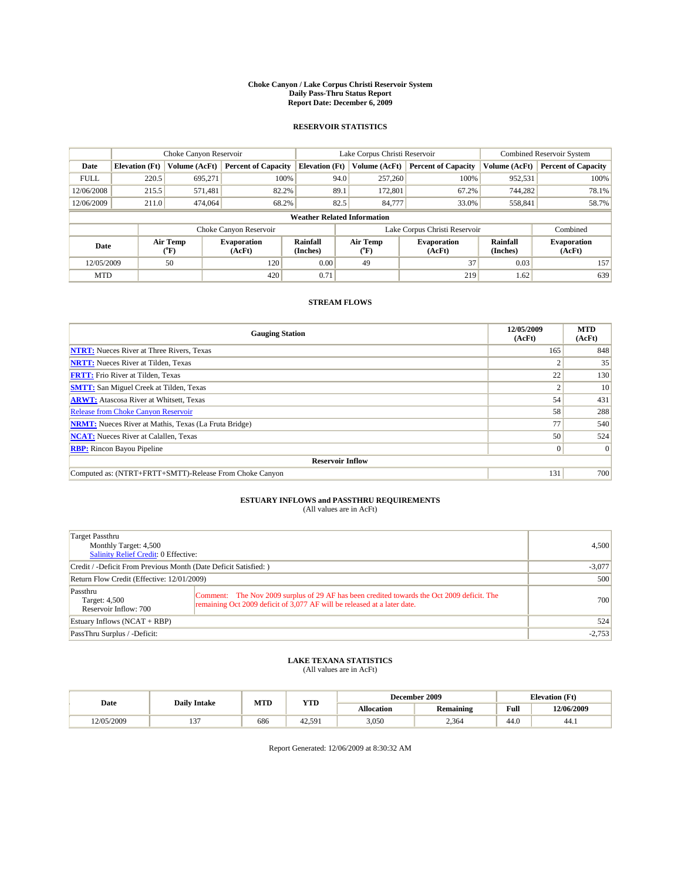# Choke Canyon / Lake Corpus Christi Reservoir System
## Daily Pass-Thru Status Report
### Report Date: December 6, 2009

## RESERVOIR STATISTICS

| | Choke Canyon Reservoir | | | Lake Corpus Christi Reservoir | | | Combined Reservoir System | |
|---|---|---|---|---|---|---|---|---|
| Date | Elevation (Ft) | Volume (AcFt) | Percent of Capacity | Elevation (Ft) | Volume (AcFt) | Percent of Capacity | Volume (AcFt) | Percent of Capacity |
| FULL | 220.5 | 695,271 | 100% | 94.0 | 257,260 | 100% | 952,531 | 100% |
| 12/06/2008 | 215.5 | 571,481 | 82.2% | 89.1 | 172,801 | 67.2% | 744,282 | 78.1% |
| 12/06/2009 | 211.0 | 474,064 | 68.2% | 82.5 | 84,777 | 33.0% | 558,841 | 58.7% |

**Weather Related Information**

| | Choke Canyon Reservoir | | | Lake Corpus Christi Reservoir | | | Combined |
|---|---|---|---|---|---|---|---|
| Date | Air Temp (°F) | Evaporation (AcFt) | Rainfall (Inches) | Air Temp (°F) | Evaporation (AcFt) | Rainfall (Inches) | Evaporation (AcFt) |
| 12/05/2009 | 50 | 120 | 0.00 | 49 | 37 | 0.03 | 157 |
| MTD | | 420 | 0.71 | | 219 | 1.62 | 639 |

## STREAM FLOWS

| Gauging Station | 12/05/2009 (AcFt) | MTD (AcFt) |
|---|---|---|
| NTRT: Nueces River at Three Rivers, Texas | 165 | 848 |
| NRTT: Nueces River at Tilden, Texas | 2 | 35 |
| FRTT: Frio River at Tilden, Texas | 22 | 130 |
| SMTT: San Miguel Creek at Tilden, Texas | 2 | 10 |
| ARWT: Atascosa River at Whitsett, Texas | 54 | 431 |
| Release from Choke Canyon Reservoir | 58 | 288 |
| NRMT: Nueces River at Mathis, Texas (La Fruta Bridge) | 77 | 540 |
| NCAT: Nueces River at Calallen, Texas | 50 | 524 |
| RBP: Rincon Bayou Pipeline | 0 | 0 |
| **Reservoir Inflow** | | |
| Computed as: (NTRT+FRTT+SMTT)-Release From Choke Canyon | 131 | 700 |

## ESTUARY INFLOWS and PASSTHRU REQUIREMENTS
(All values are in AcFt)

| | | |
|---|---|---|
| Target Passthru<br>Monthly Target: 4,500<br>Salinity Relief Credit: 0 Effective: | | 4,500 |
| Credit / -Deficit From Previous Month (Date Deficit Satisfied: ) | | -3,077 |
| Return Flow Credit (Effective: 12/01/2009) | | 500 |
| Passthru<br>Target: 4,500<br>Reservoir Inflow: 700 | Comment: The Nov 2009 surplus of 29 AF has been credited towards the Oct 2009 deficit. The remaining Oct 2009 deficit of 3,077 AF will be released at a later date. | 700 |
| Estuary Inflows (NCAT + RBP) | | 524 |
| PassThru Surplus / -Deficit: | | -2,753 |

## LAKE TEXANA STATISTICS
(All values are in AcFt)

| Date | Daily Intake | MTD | YTD | December 2009 | | Elevation (Ft) | |
|---|---|---|---|---|---|---|---|
| | | | | Allocation | Remaining | Full | 12/06/2009 |
| 12/05/2009 | 137 | 686 | 42,591 | 3,050 | 2,364 | 44.0 | 44.1 |

Report Generated: 12/06/2009 at 8:30:32 AM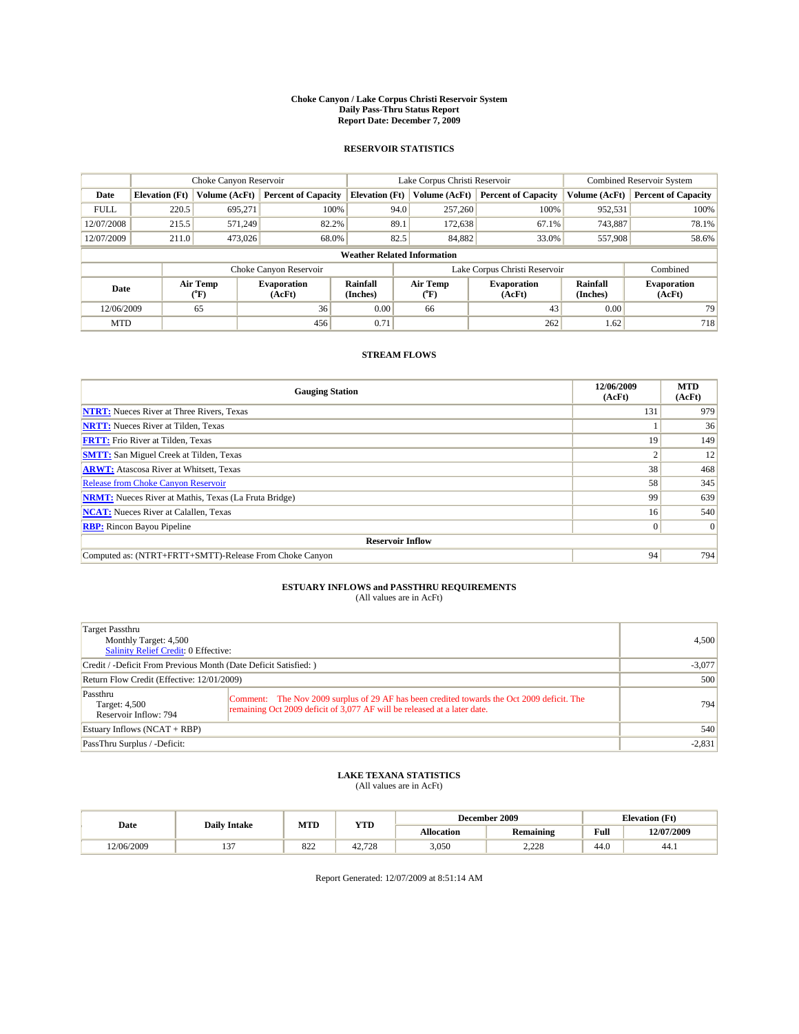# Choke Canyon / Lake Corpus Christi Reservoir System
## Daily Pass-Thru Status Report
## Report Date: December 7, 2009

### RESERVOIR STATISTICS

| | Choke Canyon Reservoir | | | Lake Corpus Christi Reservoir | | | Combined Reservoir System | |
|---|---|---|---|---|---|---|---|---|
| Date | Elevation (Ft) | Volume (AcFt) | Percent of Capacity | Elevation (Ft) | Volume (AcFt) | Percent of Capacity | Volume (AcFt) | Percent of Capacity |
| FULL | 220.5 | 695,271 | 100% | 94.0 | 257,260 | 100% | 952,531 | 100% |
| 12/07/2008 | 215.5 | 571,249 | 82.2% | 89.1 | 172,638 | 67.1% | 743,887 | 78.1% |
| 12/07/2009 | 211.0 | 473,026 | 68.0% | 82.5 | 84,882 | 33.0% | 557,908 | 58.6% |

**Weather Related Information**

| | Choke Canyon Reservoir | | | Lake Corpus Christi Reservoir | | | Combined |
|---|---|---|---|---|---|---|---|
| Date | Air Temp (°F) | Evaporation (AcFt) | Rainfall (Inches) | Air Temp (°F) | Evaporation (AcFt) | Rainfall (Inches) | Evaporation (AcFt) |
| 12/06/2009 | 65 | 36 | 0.00 | 66 | 43 | 0.00 | 79 |
| MTD | | 456 | 0.71 | | 262 | 1.62 | 718 |

### STREAM FLOWS

| Gauging Station | 12/06/2009 (AcFt) | MTD (AcFt) |
|---|---|---|
| NTRT: Nueces River at Three Rivers, Texas | 131 | 979 |
| NRTT: Nueces River at Tilden, Texas | 1 | 36 |
| FRTT: Frio River at Tilden, Texas | 19 | 149 |
| SMTT: San Miguel Creek at Tilden, Texas | 2 | 12 |
| ARWT: Atascosa River at Whitsett, Texas | 38 | 468 |
| Release from Choke Canyon Reservoir | 58 | 345 |
| NRMT: Nueces River at Mathis, Texas (La Fruta Bridge) | 99 | 639 |
| NCAT: Nueces River at Calallen, Texas | 16 | 540 |
| RBP: Rincon Bayou Pipeline | 0 | 0 |
| **Reservoir Inflow** | | |
| Computed as: (NTRT+FRTT+SMTT)-Release From Choke Canyon | 94 | 794 |

### ESTUARY INFLOWS and PASSTHRU REQUIREMENTS
(All values are in AcFt)

| | |
|---|---|
| Target Passthru<br>Monthly Target: 4,500<br>Salinity Relief Credit: 0 Effective: | 4,500 |
| Credit / -Deficit From Previous Month (Date Deficit Satisfied: ) | -3,077 |
| Return Flow Credit (Effective: 12/01/2009) | 500 |
| Passthru<br>Target: 4,500<br>Reservoir Inflow: 794<br>Comment: The Nov 2009 surplus of 29 AF has been credited towards the Oct 2009 deficit. The remaining Oct 2009 deficit of 3,077 AF will be released at a later date. | 794 |
| Estuary Inflows (NCAT + RBP) | 540 |
| PassThru Surplus / -Deficit: | -2,831 |

### LAKE TEXANA STATISTICS
(All values are in AcFt)

| Date | Daily Intake | MTD | YTD | December 2009 | | Elevation (Ft) | |
|---|---|---|---|---|---|---|---|
| | | | | Allocation | Remaining | Full | 12/07/2009 |
| 12/06/2009 | 137 | 822 | 42,728 | 3,050 | 2,228 | 44.0 | 44.1 |

Report Generated: 12/07/2009 at 8:51:14 AM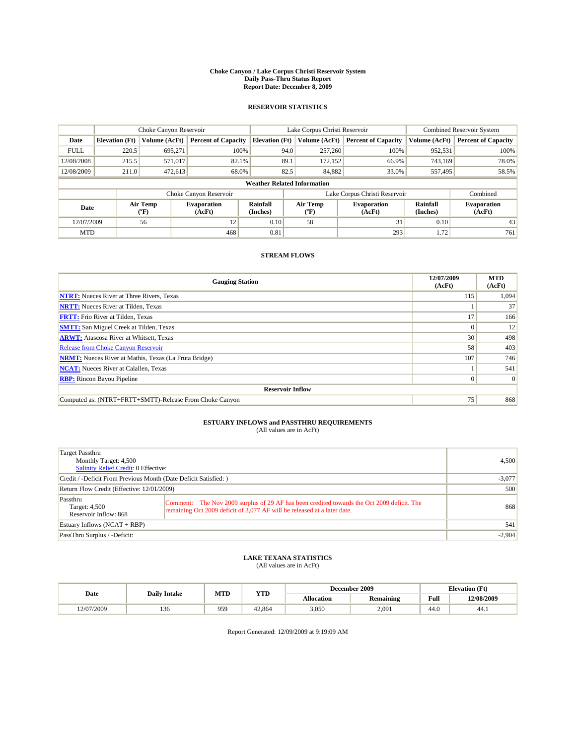# Choke Canyon / Lake Corpus Christi Reservoir System
## Daily Pass-Thru Status Report
### Report Date: December 8, 2009

## RESERVOIR STATISTICS

| | Choke Canyon Reservoir | | | Lake Corpus Christi Reservoir | | | Combined Reservoir System | |
|---|---|---|---|---|---|---|---|---|
| Date | Elevation (Ft) | Volume (AcFt) | Percent of Capacity | Elevation (Ft) | Volume (AcFt) | Percent of Capacity | Volume (AcFt) | Percent of Capacity |
| FULL | 220.5 | 695,271 | 100% | 94.0 | 257,260 | 100% | 952,531 | 100% |
| 12/08/2008 | 215.5 | 571,017 | 82.1% | 89.1 | 172,152 | 66.9% | 743,169 | 78.0% |
| 12/08/2009 | 211.0 | 472,613 | 68.0% | 82.5 | 84,882 | 33.0% | 557,495 | 58.5% |

**Weather Related Information**

| | Choke Canyon Reservoir | | | Lake Corpus Christi Reservoir | | | Combined |
|---|---|---|---|---|---|---|---|
| Date | Air Temp (°F) | Evaporation (AcFt) | Rainfall (Inches) | Air Temp (°F) | Evaporation (AcFt) | Rainfall (Inches) | Evaporation (AcFt) |
| 12/07/2009 | 56 | 12 | 0.10 | 58 | 31 | 0.10 | 43 |
| MTD | | 468 | 0.81 | | 293 | 1.72 | 761 |

## STREAM FLOWS

| Gauging Station | 12/07/2009 (AcFt) | MTD (AcFt) |
|---|---|---|
| NTRT: Nueces River at Three Rivers, Texas | 115 | 1,094 |
| NRTT: Nueces River at Tilden, Texas | 1 | 37 |
| FRTT: Frio River at Tilden, Texas | 17 | 166 |
| SMTT: San Miguel Creek at Tilden, Texas | 0 | 12 |
| ARWT: Atascosa River at Whitsett, Texas | 30 | 498 |
| Release from Choke Canyon Reservoir | 58 | 403 |
| NRMT: Nueces River at Mathis, Texas (La Fruta Bridge) | 107 | 746 |
| NCAT: Nueces River at Calallen, Texas | 1 | 541 |
| RBP: Rincon Bayou Pipeline | 0 | 0 |
| **Reservoir Inflow** | | |
| Computed as: (NTRT+FRTT+SMTT)-Release From Choke Canyon | 75 | 868 |

## ESTUARY INFLOWS and PASSTHRU REQUIREMENTS
(All values are in AcFt)

| | |
|---|---|
| Target Passthru<br>Monthly Target: 4,500<br>Salinity Relief Credit: 0 Effective: | 4,500 |
| Credit / -Deficit From Previous Month (Date Deficit Satisfied: ) | -3,077 |
| Return Flow Credit (Effective: 12/01/2009) | 500 |
| Passthru<br>Target: 4,500<br>Reservoir Inflow: 868<br>Comment: The Nov 2009 surplus of 29 AF has been credited towards the Oct 2009 deficit. The remaining Oct 2009 deficit of 3,077 AF will be released at a later date. | 868 |
| Estuary Inflows (NCAT + RBP) | 541 |
| PassThru Surplus / -Deficit: | -2,904 |

## LAKE TEXANA STATISTICS
(All values are in AcFt)

| Date | Daily Intake | MTD | YTD | December 2009 | | Elevation (Ft) | |
|---|---|---|---|---|---|---|---|
| | | | | Allocation | Remaining | Full | 12/08/2009 |
| 12/07/2009 | 136 | 959 | 42,864 | 3,050 | 2,091 | 44.0 | 44.1 |

Report Generated: 12/09/2009 at 9:19:09 AM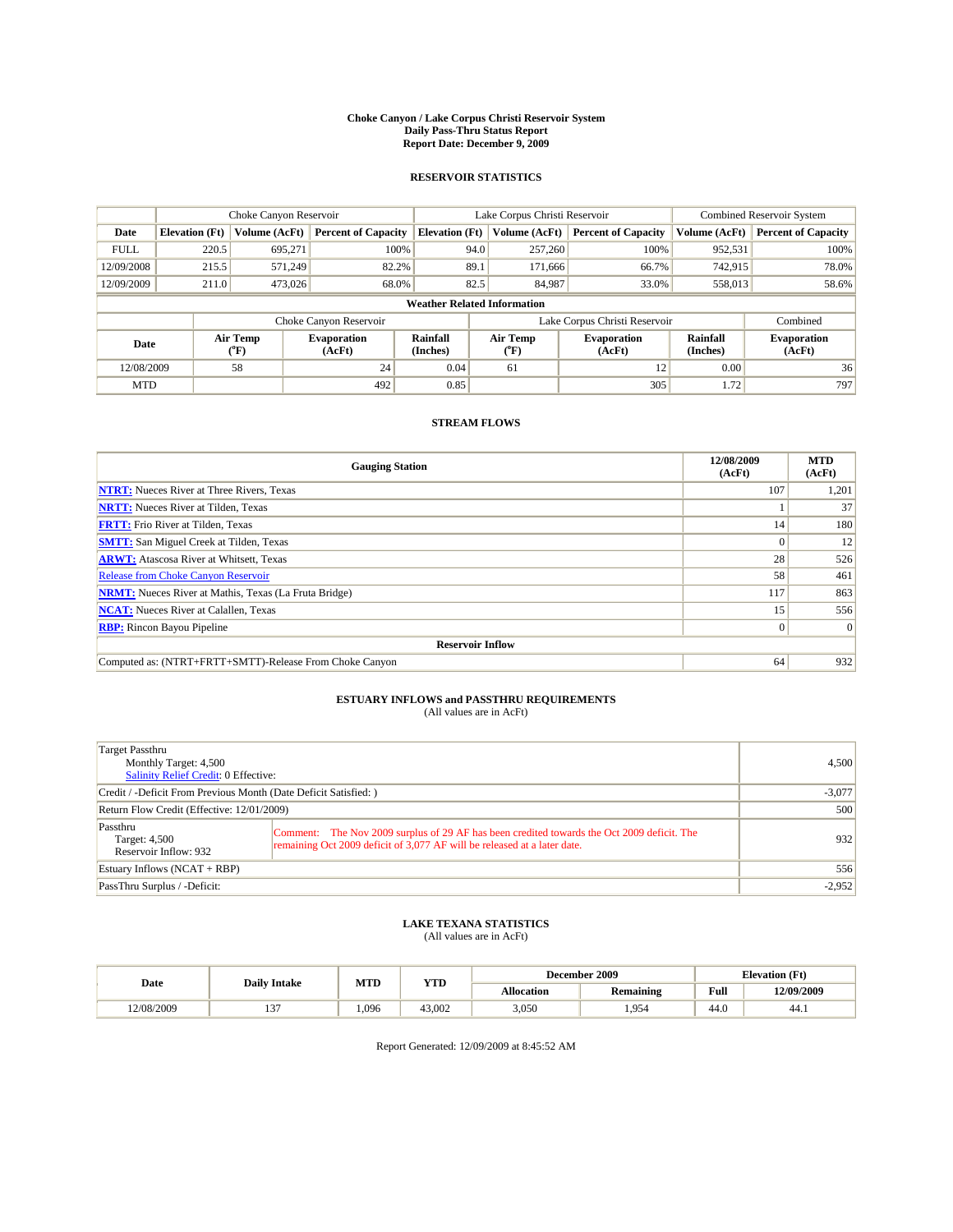# Choke Canyon / Lake Corpus Christi Reservoir System
## Daily Pass-Thru Status Report
### Report Date: December 9, 2009

## RESERVOIR STATISTICS

| | Choke Canyon Reservoir | | | Lake Corpus Christi Reservoir | | | Combined Reservoir System | |
|---|---|---|---|---|---|---|---|---|
| Date | Elevation (Ft) | Volume (AcFt) | Percent of Capacity | Elevation (Ft) | Volume (AcFt) | Percent of Capacity | Volume (AcFt) | Percent of Capacity |
| FULL | 220.5 | 695,271 | 100% | 94.0 | 257,260 | 100% | 952,531 | 100% |
| 12/09/2008 | 215.5 | 571,249 | 82.2% | 89.1 | 171,666 | 66.7% | 742,915 | 78.0% |
| 12/09/2009 | 211.0 | 473,026 | 68.0% | 82.5 | 84,987 | 33.0% | 558,013 | 58.6% |

**Weather Related Information**

| | Choke Canyon Reservoir | | | Lake Corpus Christi Reservoir | | | Combined |
|---|---|---|---|---|---|---|---|
| Date | Air Temp (°F) | Evaporation (AcFt) | Rainfall (Inches) | Air Temp (°F) | Evaporation (AcFt) | Rainfall (Inches) | Evaporation (AcFt) |
| 12/08/2009 | 58 | 24 | 0.04 | 61 | 12 | 0.00 | 36 |
| MTD | | 492 | 0.85 | | 305 | 1.72 | 797 |

## STREAM FLOWS

| Gauging Station | 12/08/2009 (AcFt) | MTD (AcFt) |
|---|---|---|
| NTRT: Nueces River at Three Rivers, Texas | 107 | 1,201 |
| NRTT: Nueces River at Tilden, Texas | 1 | 37 |
| FRTT: Frio River at Tilden, Texas | 14 | 180 |
| SMTT: San Miguel Creek at Tilden, Texas | 0 | 12 |
| ARWT: Atascosa River at Whitsett, Texas | 28 | 526 |
| Release from Choke Canyon Reservoir | 58 | 461 |
| NRMT: Nueces River at Mathis, Texas (La Fruta Bridge) | 117 | 863 |
| NCAT: Nueces River at Calallen, Texas | 15 | 556 |
| RBP: Rincon Bayou Pipeline | 0 | 0 |
| **Reservoir Inflow** | | |
| Computed as: (NTRT+FRTT+SMTT)-Release From Choke Canyon | 64 | 932 |

## ESTUARY INFLOWS and PASSTHRU REQUIREMENTS
(All values are in AcFt)

| | | |
|---|---|---|
| Target Passthru<br>Monthly Target: 4,500<br>Salinity Relief Credit: 0 Effective: | | 4,500 |
| Credit / -Deficit From Previous Month (Date Deficit Satisfied: ) | | -3,077 |
| Return Flow Credit (Effective: 12/01/2009) | | 500 |
| Passthru<br>Target: 4,500<br>Reservoir Inflow: 932 | Comment: The Nov 2009 surplus of 29 AF has been credited towards the Oct 2009 deficit. The remaining Oct 2009 deficit of 3,077 AF will be released at a later date. | 932 |
| Estuary Inflows (NCAT + RBP) | | 556 |
| PassThru Surplus / -Deficit: | | -2,952 |

## LAKE TEXANA STATISTICS
(All values are in AcFt)

| Date | Daily Intake | MTD | YTD | December 2009 | | Elevation (Ft) | |
|---|---|---|---|---|---|---|---|
| | | | | Allocation | Remaining | Full | 12/09/2009 |
| 12/08/2009 | 137 | 1,096 | 43,002 | 3,050 | 1,954 | 44.0 | 44.1 |

Report Generated: 12/09/2009 at 8:45:52 AM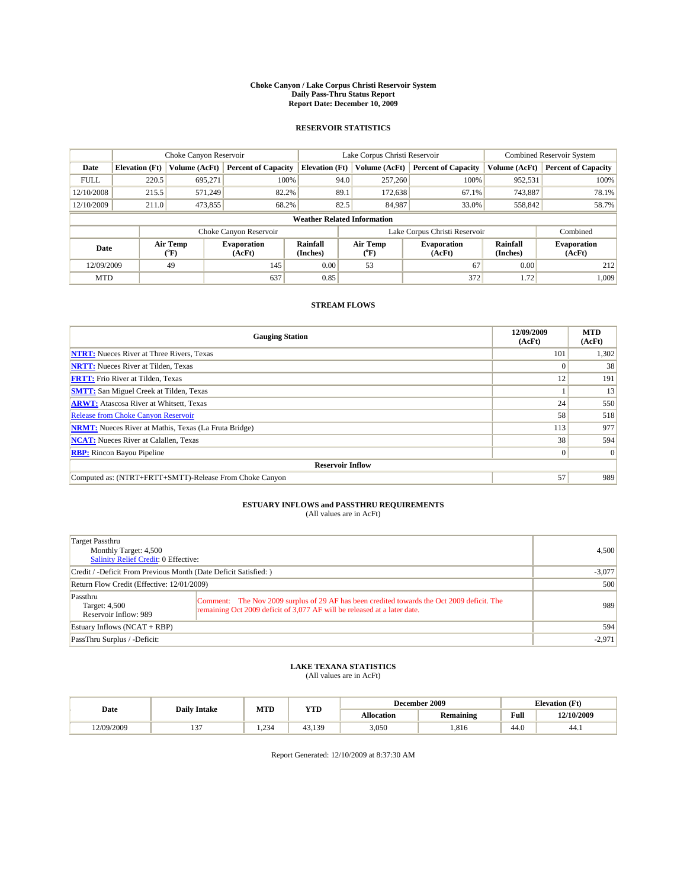# Choke Canyon / Lake Corpus Christi Reservoir System
## Daily Pass-Thru Status Report
### Report Date: December 10, 2009

## RESERVOIR STATISTICS

| | Choke Canyon Reservoir | | | Lake Corpus Christi Reservoir | | | Combined Reservoir System | |
|---|---|---|---|---|---|---|---|---|
| Date | Elevation (Ft) | Volume (AcFt) | Percent of Capacity | Elevation (Ft) | Volume (AcFt) | Percent of Capacity | Volume (AcFt) | Percent of Capacity |
| FULL | 220.5 | 695,271 | 100% | 94.0 | 257,260 | 100% | 952,531 | 100% |
| 12/10/2008 | 215.5 | 571,249 | 82.2% | 89.1 | 172,638 | 67.1% | 743,887 | 78.1% |
| 12/10/2009 | 211.0 | 473,855 | 68.2% | 82.5 | 84,987 | 33.0% | 558,842 | 58.7% |

**Weather Related Information**

| | Choke Canyon Reservoir | | | Lake Corpus Christi Reservoir | | | Combined |
|---|---|---|---|---|---|---|---|
| Date | Air Temp (°F) | Evaporation (AcFt) | Rainfall (Inches) | Air Temp (°F) | Evaporation (AcFt) | Rainfall (Inches) | Evaporation (AcFt) |
| 12/09/2009 | 49 | 145 | 0.00 | 53 | 67 | 0.00 | 212 |
| MTD | | 637 | 0.85 | | 372 | 1.72 | 1,009 |

## STREAM FLOWS

| Gauging Station | 12/09/2009 (AcFt) | MTD (AcFt) |
|---|---|---|
| NTRT: Nueces River at Three Rivers, Texas | 101 | 1,302 |
| NRTT: Nueces River at Tilden, Texas | 0 | 38 |
| FRTT: Frio River at Tilden, Texas | 12 | 191 |
| SMTT: San Miguel Creek at Tilden, Texas | 1 | 13 |
| ARWT: Atascosa River at Whitsett, Texas | 24 | 550 |
| Release from Choke Canyon Reservoir | 58 | 518 |
| NRMT: Nueces River at Mathis, Texas (La Fruta Bridge) | 113 | 977 |
| NCAT: Nueces River at Calallen, Texas | 38 | 594 |
| RBP: Rincon Bayou Pipeline | 0 | 0 |
| **Reservoir Inflow** | | |
| Computed as: (NTRT+FRTT+SMTT)-Release From Choke Canyon | 57 | 989 |

## ESTUARY INFLOWS and PASSTHRU REQUIREMENTS
(All values are in AcFt)

| | | |
|---|---|---|
| Target Passthru<br>Monthly Target: 4,500<br>Salinity Relief Credit: 0 Effective: | | 4,500 |
| Credit / -Deficit From Previous Month (Date Deficit Satisfied: ) | | -3,077 |
| Return Flow Credit (Effective: 12/01/2009) | | 500 |
| Passthru<br>Target: 4,500<br>Reservoir Inflow: 989 | Comment: The Nov 2009 surplus of 29 AF has been credited towards the Oct 2009 deficit. The remaining Oct 2009 deficit of 3,077 AF will be released at a later date. | 989 |
| Estuary Inflows (NCAT + RBP) | | 594 |
| PassThru Surplus / -Deficit: | | -2,971 |

## LAKE TEXANA STATISTICS
(All values are in AcFt)

| Date | Daily Intake | MTD | YTD | December 2009 | | Elevation (Ft) | |
|---|---|---|---|---|---|---|---|
| | | | | Allocation | Remaining | Full | 12/10/2009 |
| 12/09/2009 | 137 | 1,234 | 43,139 | 3,050 | 1,816 | 44.0 | 44.1 |

Report Generated: 12/10/2009 at 8:37:30 AM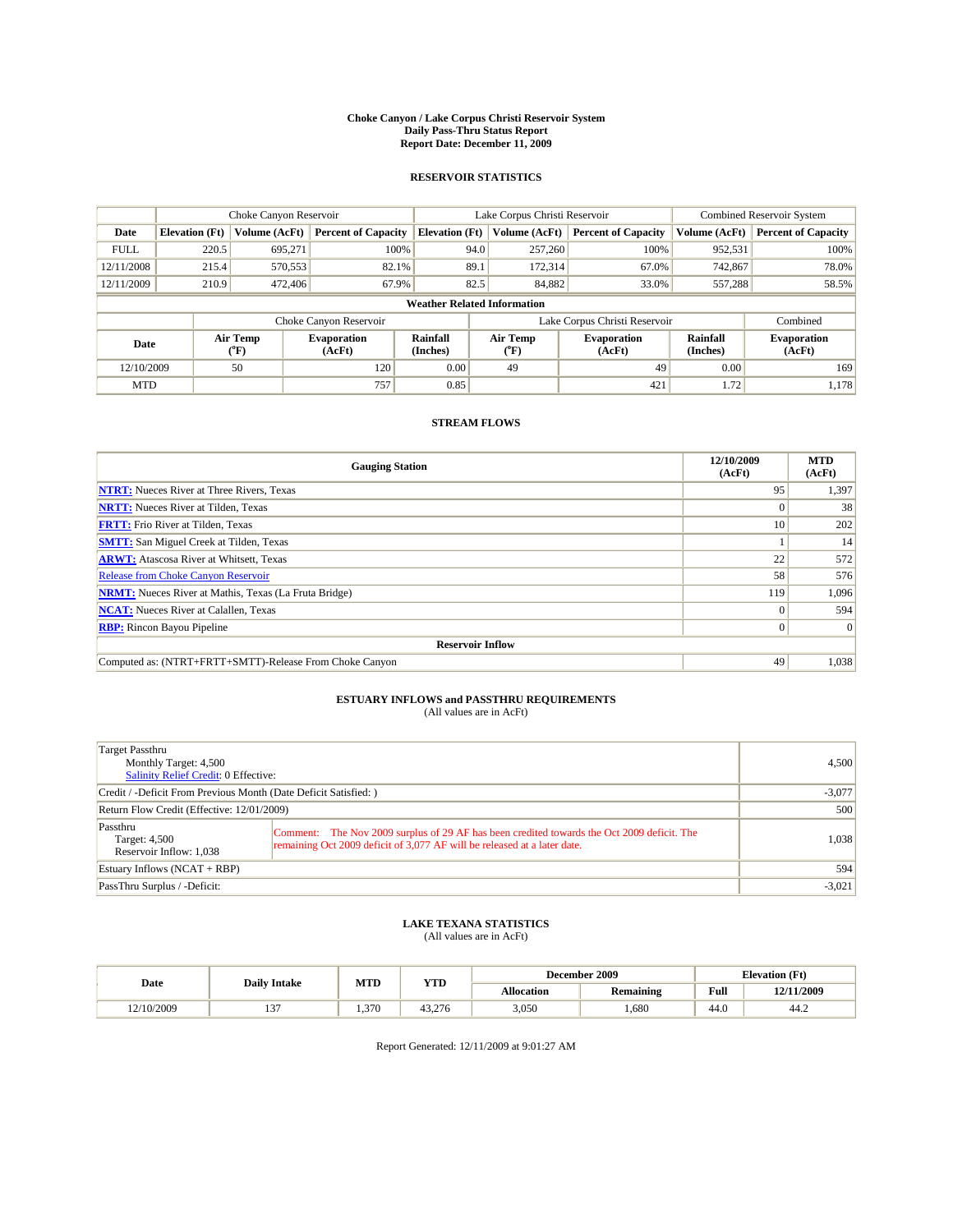# Choke Canyon / Lake Corpus Christi Reservoir System
## Daily Pass-Thru Status Report
### Report Date: December 11, 2009

## RESERVOIR STATISTICS

| | Choke Canyon Reservoir | | | Lake Corpus Christi Reservoir | | | Combined Reservoir System | |
|---|---|---|---|---|---|---|---|---|
| Date | Elevation (Ft) | Volume (AcFt) | Percent of Capacity | Elevation (Ft) | Volume (AcFt) | Percent of Capacity | Volume (AcFt) | Percent of Capacity |
| FULL | 220.5 | 695,271 | 100% | 94.0 | 257,260 | 100% | 952,531 | 100% |
| 12/11/2008 | 215.4 | 570,553 | 82.1% | 89.1 | 172,314 | 67.0% | 742,867 | 78.0% |
| 12/11/2009 | 210.9 | 472,406 | 67.9% | 82.5 | 84,882 | 33.0% | 557,288 | 58.5% |

**Weather Related Information**

| | Choke Canyon Reservoir | | | Lake Corpus Christi Reservoir | | | Combined |
|---|---|---|---|---|---|---|---|
| Date | Air Temp (°F) | Evaporation (AcFt) | Rainfall (Inches) | Air Temp (°F) | Evaporation (AcFt) | Rainfall (Inches) | Evaporation (AcFt) |
| 12/10/2009 | 50 | 120 | 0.00 | 49 | 49 | 0.00 | 169 |
| MTD | | 757 | 0.85 | | 421 | 1.72 | 1,178 |

## STREAM FLOWS

| Gauging Station | 12/10/2009 (AcFt) | MTD (AcFt) |
|---|---|---|
| NTRT: Nueces River at Three Rivers, Texas | 95 | 1,397 |
| NRTT: Nueces River at Tilden, Texas | 0 | 38 |
| FRTT: Frio River at Tilden, Texas | 10 | 202 |
| SMTT: San Miguel Creek at Tilden, Texas | 1 | 14 |
| ARWT: Atascosa River at Whitsett, Texas | 22 | 572 |
| Release from Choke Canyon Reservoir | 58 | 576 |
| NRMT: Nueces River at Mathis, Texas (La Fruta Bridge) | 119 | 1,096 |
| NCAT: Nueces River at Calallen, Texas | 0 | 594 |
| RBP: Rincon Bayou Pipeline | 0 | 0 |
| **Reservoir Inflow** | | |
| Computed as: (NTRT+FRTT+SMTT)-Release From Choke Canyon | 49 | 1,038 |

## ESTUARY INFLOWS and PASSTHRU REQUIREMENTS
(All values are in AcFt)

| | |
|---|---|
| Target Passthru<br>Monthly Target: 4,500<br>Salinity Relief Credit: 0 Effective: | 4,500 |
| Credit / -Deficit From Previous Month (Date Deficit Satisfied: ) | -3,077 |
| Return Flow Credit (Effective: 12/01/2009) | 500 |
| Passthru<br>Target: 4,500<br>Reservoir Inflow: 1,038<br>Comment: The Nov 2009 surplus of 29 AF has been credited towards the Oct 2009 deficit. The remaining Oct 2009 deficit of 3,077 AF will be released at a later date. | 1,038 |
| Estuary Inflows (NCAT + RBP) | 594 |
| PassThru Surplus / -Deficit: | -3,021 |

## LAKE TEXANA STATISTICS
(All values are in AcFt)

| Date | Daily Intake | MTD | YTD | December 2009 | | Elevation (Ft) | |
|---|---|---|---|---|---|---|---|
| | | | | Allocation | Remaining | Full | 12/11/2009 |
| 12/10/2009 | 137 | 1,370 | 43,276 | 3,050 | 1,680 | 44.0 | 44.2 |

Report Generated: 12/11/2009 at 9:01:27 AM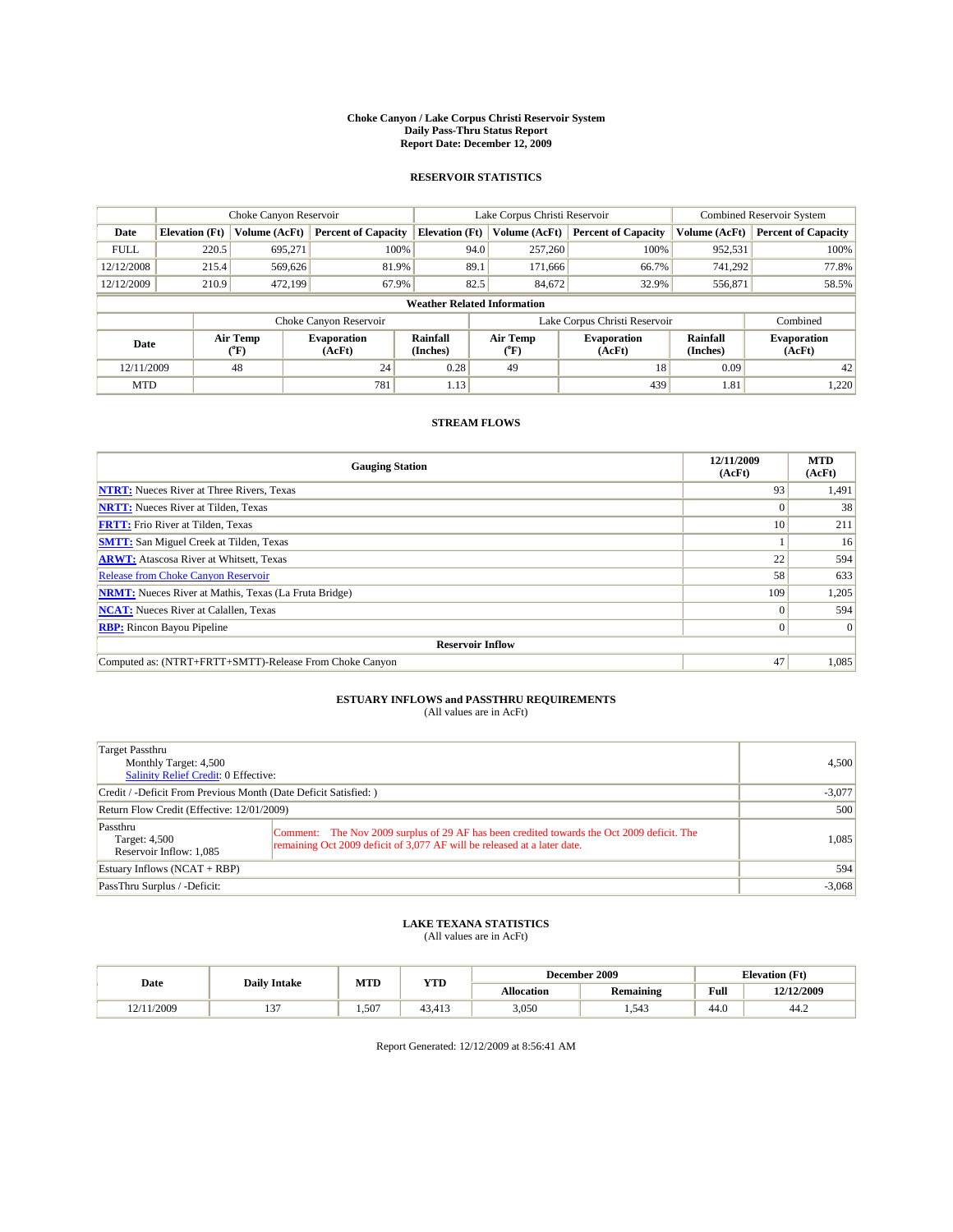# Choke Canyon / Lake Corpus Christi Reservoir System
## Daily Pass-Thru Status Report
### Report Date: December 12, 2009

## RESERVOIR STATISTICS

| | Choke Canyon Reservoir | | | Lake Corpus Christi Reservoir | | | Combined Reservoir System | |
|---|---|---|---|---|---|---|---|---|
| Date | Elevation (Ft) | Volume (AcFt) | Percent of Capacity | Elevation (Ft) | Volume (AcFt) | Percent of Capacity | Volume (AcFt) | Percent of Capacity |
| FULL | 220.5 | 695,271 | 100% | 94.0 | 257,260 | 100% | 952,531 | 100% |
| 12/12/2008 | 215.4 | 569,626 | 81.9% | 89.1 | 171,666 | 66.7% | 741,292 | 77.8% |
| 12/12/2009 | 210.9 | 472,199 | 67.9% | 82.5 | 84,672 | 32.9% | 556,871 | 58.5% |

**Weather Related Information**

| | Choke Canyon Reservoir | | | Lake Corpus Christi Reservoir | | | Combined |
|---|---|---|---|---|---|---|---|
| Date | Air Temp (°F) | Evaporation (AcFt) | Rainfall (Inches) | Air Temp (°F) | Evaporation (AcFt) | Rainfall (Inches) | Evaporation (AcFt) |
| 12/11/2009 | 48 | 24 | 0.28 | 49 | 18 | 0.09 | 42 |
| MTD | | 781 | 1.13 | | 439 | 1.81 | 1,220 |

## STREAM FLOWS

| Gauging Station | 12/11/2009 (AcFt) | MTD (AcFt) |
|---|---|---|
| NTRT: Nueces River at Three Rivers, Texas | 93 | 1,491 |
| NRTT: Nueces River at Tilden, Texas | 0 | 38 |
| FRTT: Frio River at Tilden, Texas | 10 | 211 |
| SMTT: San Miguel Creek at Tilden, Texas | 1 | 16 |
| ARWT: Atascosa River at Whitsett, Texas | 22 | 594 |
| Release from Choke Canyon Reservoir | 58 | 633 |
| NRMT: Nueces River at Mathis, Texas (La Fruta Bridge) | 109 | 1,205 |
| NCAT: Nueces River at Calallen, Texas | 0 | 594 |
| RBP: Rincon Bayou Pipeline | 0 | 0 |
| **Reservoir Inflow** | | |
| Computed as: (NTRT+FRTT+SMTT)-Release From Choke Canyon | 47 | 1,085 |

## ESTUARY INFLOWS and PASSTHRU REQUIREMENTS
(All values are in AcFt)

| | |
|---|---|
| Target Passthru<br>Monthly Target: 4,500<br>Salinity Relief Credit: 0 Effective: | 4,500 |
| Credit / -Deficit From Previous Month (Date Deficit Satisfied: ) | -3,077 |
| Return Flow Credit (Effective: 12/01/2009) | 500 |
| Passthru<br>Target: 4,500<br>Reservoir Inflow: 1,085<br>Comment: The Nov 2009 surplus of 29 AF has been credited towards the Oct 2009 deficit. The remaining Oct 2009 deficit of 3,077 AF will be released at a later date. | 1,085 |
| Estuary Inflows (NCAT + RBP) | 594 |
| PassThru Surplus / -Deficit: | -3,068 |

## LAKE TEXANA STATISTICS
(All values are in AcFt)

| Date | Daily Intake | MTD | YTD | December 2009 | | Elevation (Ft) | |
|---|---|---|---|---|---|---|---|
| | | | | Allocation | Remaining | Full | 12/12/2009 |
| 12/11/2009 | 137 | 1,507 | 43,413 | 3,050 | 1,543 | 44.0 | 44.2 |

Report Generated: 12/12/2009 at 8:56:41 AM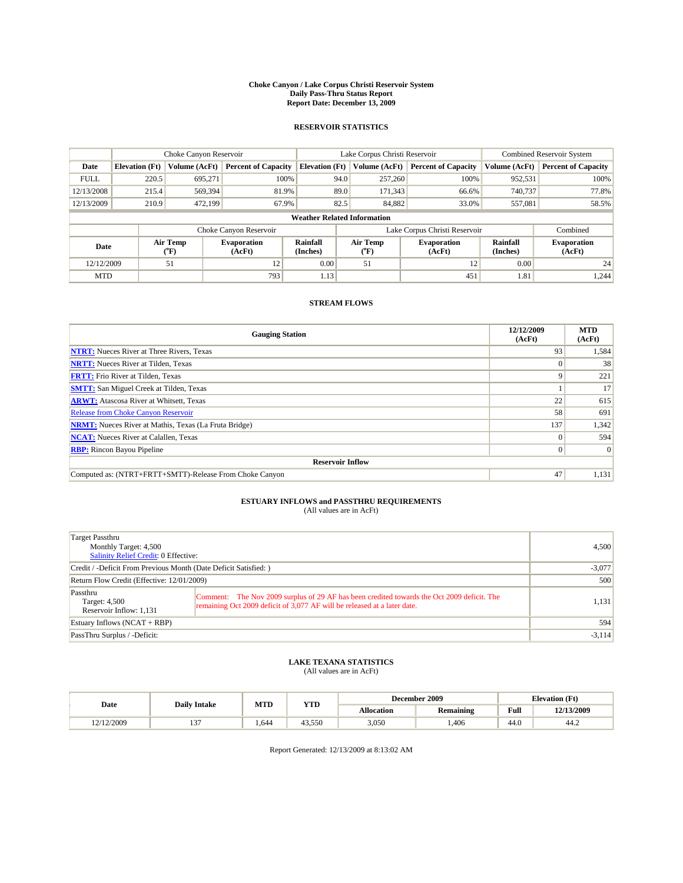# Choke Canyon / Lake Corpus Christi Reservoir System
## Daily Pass-Thru Status Report
### Report Date: December 13, 2009

## RESERVOIR STATISTICS

| | Choke Canyon Reservoir | | | Lake Corpus Christi Reservoir | | | Combined Reservoir System | |
|---|---|---|---|---|---|---|---|---|
| Date | Elevation (Ft) | Volume (AcFt) | Percent of Capacity | Elevation (Ft) | Volume (AcFt) | Percent of Capacity | Volume (AcFt) | Percent of Capacity |
| FULL | 220.5 | 695,271 | 100% | 94.0 | 257,260 | 100% | 952,531 | 100% |
| 12/13/2008 | 215.4 | 569,394 | 81.9% | 89.0 | 171,343 | 66.6% | 740,737 | 77.8% |
| 12/13/2009 | 210.9 | 472,199 | 67.9% | 82.5 | 84,882 | 33.0% | 557,081 | 58.5% |

**Weather Related Information**

| | Choke Canyon Reservoir | | | Lake Corpus Christi Reservoir | | | Combined |
|---|---|---|---|---|---|---|---|
| Date | Air Temp (°F) | Evaporation (AcFt) | Rainfall (Inches) | Air Temp (°F) | Evaporation (AcFt) | Rainfall (Inches) | Evaporation (AcFt) |
| 12/12/2009 | 51 | 12 | 0.00 | 51 | 12 | 0.00 | 24 |
| MTD | | 793 | 1.13 | | 451 | 1.81 | 1,244 |

## STREAM FLOWS

| Gauging Station | 12/12/2009 (AcFt) | MTD (AcFt) |
|---|---|---|
| NTRT: Nueces River at Three Rivers, Texas | 93 | 1,584 |
| NRTT: Nueces River at Tilden, Texas | 0 | 38 |
| FRTT: Frio River at Tilden, Texas | 9 | 221 |
| SMTT: San Miguel Creek at Tilden, Texas | 1 | 17 |
| ARWT: Atascosa River at Whitsett, Texas | 22 | 615 |
| Release from Choke Canyon Reservoir | 58 | 691 |
| NRMT: Nueces River at Mathis, Texas (La Fruta Bridge) | 137 | 1,342 |
| NCAT: Nueces River at Calallen, Texas | 0 | 594 |
| RBP: Rincon Bayou Pipeline | 0 | 0 |
| **Reservoir Inflow** | | |
| Computed as: (NTRT+FRTT+SMTT)-Release From Choke Canyon | 47 | 1,131 |

## ESTUARY INFLOWS and PASSTHRU REQUIREMENTS
(All values are in AcFt)

| | |
|---|---|
| Target Passthru<br>Monthly Target: 4,500<br>Salinity Relief Credit: 0 Effective: | 4,500 |
| Credit / -Deficit From Previous Month (Date Deficit Satisfied: ) | -3,077 |
| Return Flow Credit (Effective: 12/01/2009) | 500 |
| Passthru<br>Target: 4,500<br>Reservoir Inflow: 1,131<br>Comment: The Nov 2009 surplus of 29 AF has been credited towards the Oct 2009 deficit. The remaining Oct 2009 deficit of 3,077 AF will be released at a later date. | 1,131 |
| Estuary Inflows (NCAT + RBP) | 594 |
| PassThru Surplus / -Deficit: | -3,114 |

## LAKE TEXANA STATISTICS
(All values are in AcFt)

| Date | Daily Intake | MTD | YTD | December 2009 | | Elevation (Ft) | |
|---|---|---|---|---|---|---|---|
| | | | | Allocation | Remaining | Full | 12/13/2009 |
| 12/12/2009 | 137 | 1,644 | 43,550 | 3,050 | 1,406 | 44.0 | 44.2 |

Report Generated: 12/13/2009 at 8:13:02 AM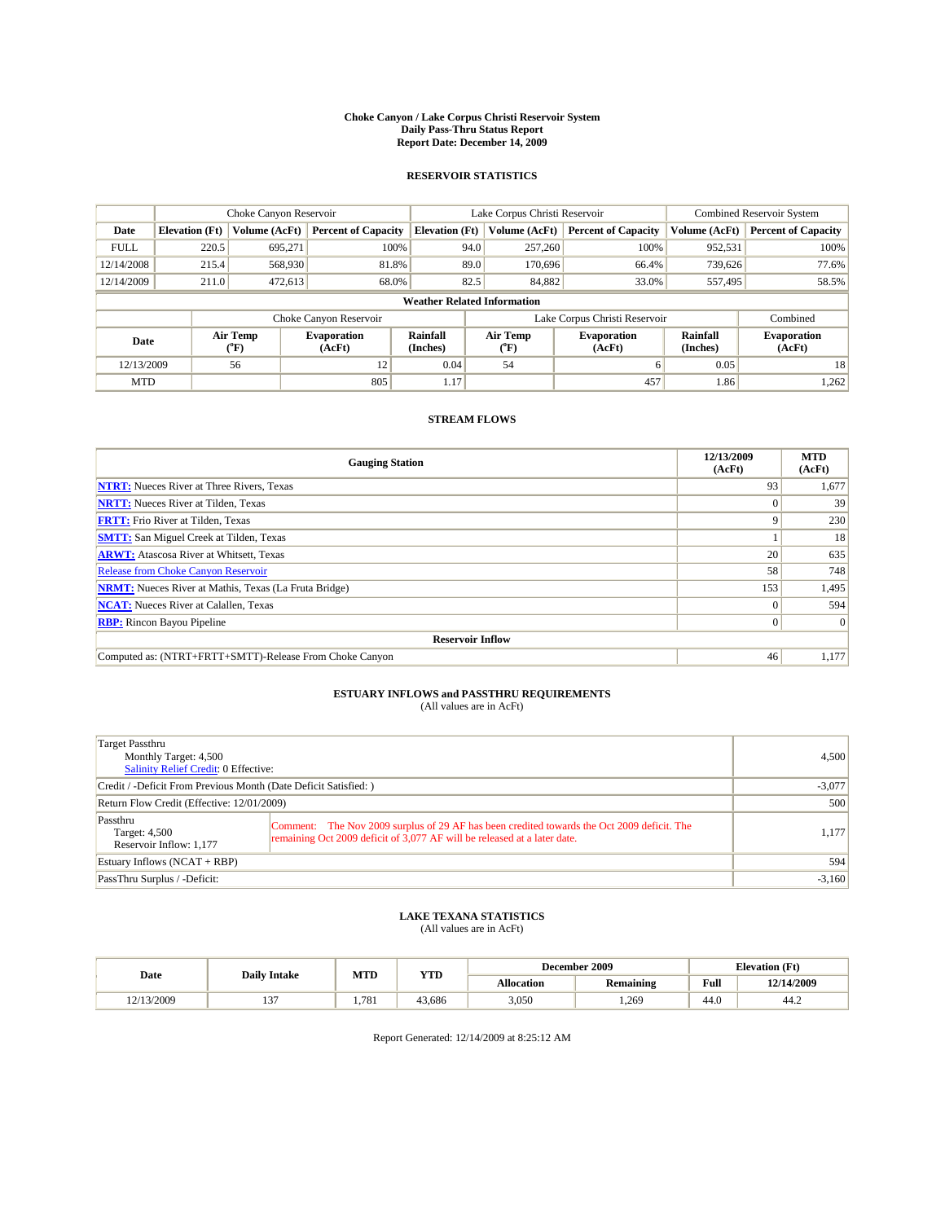# Choke Canyon / Lake Corpus Christi Reservoir System
## Daily Pass-Thru Status Report
### Report Date: December 14, 2009

## RESERVOIR STATISTICS

| | Choke Canyon Reservoir | | | Lake Corpus Christi Reservoir | | | Combined Reservoir System | |
|---|---|---|---|---|---|---|---|---|
| Date | Elevation (Ft) | Volume (AcFt) | Percent of Capacity | Elevation (Ft) | Volume (AcFt) | Percent of Capacity | Volume (AcFt) | Percent of Capacity |
| FULL | 220.5 | 695,271 | 100% | 94.0 | 257,260 | 100% | 952,531 | 100% |
| 12/14/2008 | 215.4 | 568,930 | 81.8% | 89.0 | 170,696 | 66.4% | 739,626 | 77.6% |
| 12/14/2009 | 211.0 | 472,613 | 68.0% | 82.5 | 84,882 | 33.0% | 557,495 | 58.5% |

### Weather Related Information

| | Choke Canyon Reservoir | | | Lake Corpus Christi Reservoir | | | Combined |
|---|---|---|---|---|---|---|---|
| Date | Air Temp (°F) | Evaporation (AcFt) | Rainfall (Inches) | Air Temp (°F) | Evaporation (AcFt) | Rainfall (Inches) | Evaporation (AcFt) |
| 12/13/2009 | 56 | 12 | 0.04 | 54 | 6 | 0.05 | 18 |
| MTD | | 805 | 1.17 | | 457 | 1.86 | 1,262 |

## STREAM FLOWS

| Gauging Station | 12/13/2009 (AcFt) | MTD (AcFt) |
|---|---|---|
| NTRT: Nueces River at Three Rivers, Texas | 93 | 1,677 |
| NRTT: Nueces River at Tilden, Texas | 0 | 39 |
| FRTT: Frio River at Tilden, Texas | 9 | 230 |
| SMTT: San Miguel Creek at Tilden, Texas | 1 | 18 |
| ARWT: Atascosa River at Whitsett, Texas | 20 | 635 |
| Release from Choke Canyon Reservoir | 58 | 748 |
| NRMT: Nueces River at Mathis, Texas (La Fruta Bridge) | 153 | 1,495 |
| NCAT: Nueces River at Calallen, Texas | 0 | 594 |
| RBP: Rincon Bayou Pipeline | 0 | 0 |
| **Reservoir Inflow** | | |
| Computed as: (NTRT+FRTT+SMTT)-Release From Choke Canyon | 46 | 1,177 |

## ESTUARY INFLOWS and PASSTHRU REQUIREMENTS
(All values are in AcFt)

| | |
|---|---|
| Target Passthru<br>Monthly Target: 4,500<br>Salinity Relief Credit: 0 Effective: | 4,500 |
| Credit / -Deficit From Previous Month (Date Deficit Satisfied: ) | -3,077 |
| Return Flow Credit (Effective: 12/01/2009) | 500 |
| Passthru<br>Target: 4,500<br>Reservoir Inflow: 1,177<br>Comment: The Nov 2009 surplus of 29 AF has been credited towards the Oct 2009 deficit. The remaining Oct 2009 deficit of 3,077 AF will be released at a later date. | 1,177 |
| Estuary Inflows (NCAT + RBP) | 594 |
| PassThru Surplus / -Deficit: | -3,160 |

## LAKE TEXANA STATISTICS
(All values are in AcFt)

| Date | Daily Intake | MTD | YTD | December 2009 | | Elevation (Ft) | |
|---|---|---|---|---|---|---|---|
| | | | | Allocation | Remaining | Full | 12/14/2009 |
| 12/13/2009 | 137 | 1,781 | 43,686 | 3,050 | 1,269 | 44.0 | 44.2 |

Report Generated: 12/14/2009 at 8:25:12 AM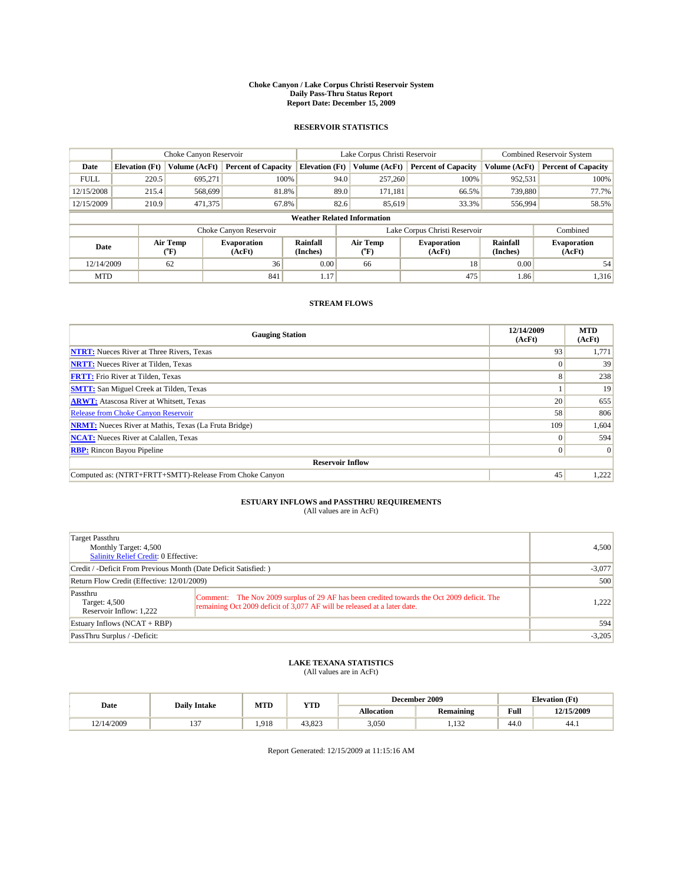# Choke Canyon / Lake Corpus Christi Reservoir System
## Daily Pass-Thru Status Report
## Report Date: December 15, 2009

### RESERVOIR STATISTICS

| | Choke Canyon Reservoir | | | Lake Corpus Christi Reservoir | | | Combined Reservoir System | |
|---|---|---|---|---|---|---|---|---|
| Date | Elevation (Ft) | Volume (AcFt) | Percent of Capacity | Elevation (Ft) | Volume (AcFt) | Percent of Capacity | Volume (AcFt) | Percent of Capacity |
| FULL | 220.5 | 695,271 | 100% | 94.0 | 257,260 | 100% | 952,531 | 100% |
| 12/15/2008 | 215.4 | 568,699 | 81.8% | 89.0 | 171,181 | 66.5% | 739,880 | 77.7% |
| 12/15/2009 | 210.9 | 471,375 | 67.8% | 82.6 | 85,619 | 33.3% | 556,994 | 58.5% |

**Weather Related Information**

| | Choke Canyon Reservoir | | | Lake Corpus Christi Reservoir | | | Combined |
|---|---|---|---|---|---|---|---|
| Date | Air Temp (°F) | Evaporation (AcFt) | Rainfall (Inches) | Air Temp (°F) | Evaporation (AcFt) | Rainfall (Inches) | Evaporation (AcFt) |
| 12/14/2009 | 62 | 36 | 0.00 | 66 | 18 | 0.00 | 54 |
| MTD | | 841 | 1.17 | | 475 | 1.86 | 1,316 |

### STREAM FLOWS

| Gauging Station | 12/14/2009 (AcFt) | MTD (AcFt) |
|---|---|---|
| NTRT: Nueces River at Three Rivers, Texas | 93 | 1,771 |
| NRTT: Nueces River at Tilden, Texas | 0 | 39 |
| FRTT: Frio River at Tilden, Texas | 8 | 238 |
| SMTT: San Miguel Creek at Tilden, Texas | 1 | 19 |
| ARWT: Atascosa River at Whitsett, Texas | 20 | 655 |
| Release from Choke Canyon Reservoir | 58 | 806 |
| NRMT: Nueces River at Mathis, Texas (La Fruta Bridge) | 109 | 1,604 |
| NCAT: Nueces River at Calallen, Texas | 0 | 594 |
| RBP: Rincon Bayou Pipeline | 0 | 0 |
| **Reservoir Inflow** | | |
| Computed as: (NTRT+FRTT+SMTT)-Release From Choke Canyon | 45 | 1,222 |

### ESTUARY INFLOWS and PASSTHRU REQUIREMENTS
(All values are in AcFt)

| | |
|---|---|
| Target Passthru<br>Monthly Target: 4,500<br>Salinity Relief Credit: 0 Effective: | 4,500 |
| Credit / -Deficit From Previous Month (Date Deficit Satisfied: ) | -3,077 |
| Return Flow Credit (Effective: 12/01/2009) | 500 |
| Passthru<br>Target: 4,500<br>Reservoir Inflow: 1,222<br>Comment: The Nov 2009 surplus of 29 AF has been credited towards the Oct 2009 deficit. The remaining Oct 2009 deficit of 3,077 AF will be released at a later date. | 1,222 |
| Estuary Inflows (NCAT + RBP) | 594 |
| PassThru Surplus / -Deficit: | -3,205 |

### LAKE TEXANA STATISTICS
(All values are in AcFt)

| Date | Daily Intake | MTD | YTD | December 2009 | | Elevation (Ft) | |
|---|---|---|---|---|---|---|---|
| | | | | Allocation | Remaining | Full | 12/15/2009 |
| 12/14/2009 | 137 | 1,918 | 43,823 | 3,050 | 1,132 | 44.0 | 44.1 |

Report Generated: 12/15/2009 at 11:15:16 AM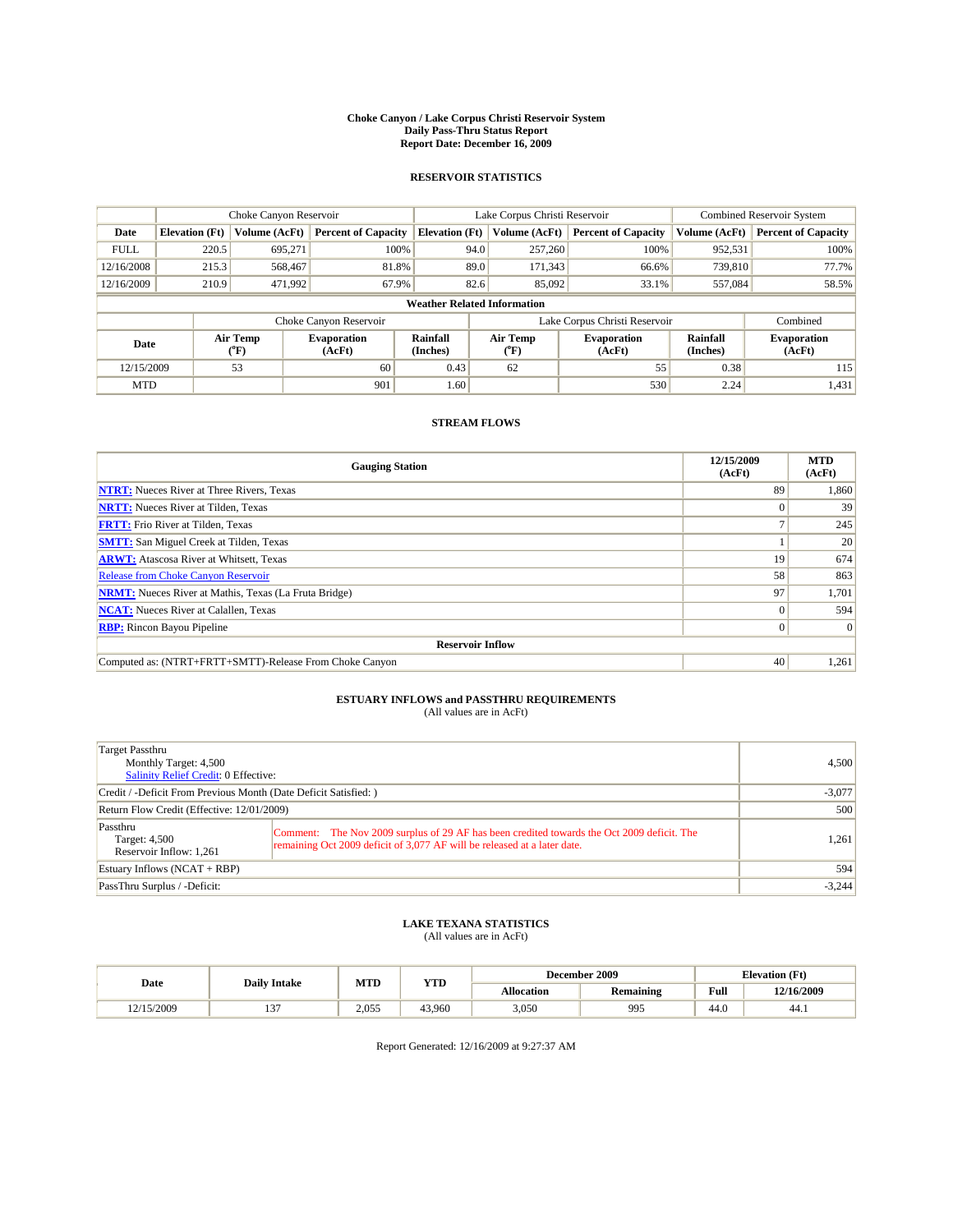# Choke Canyon / Lake Corpus Christi Reservoir System
## Daily Pass-Thru Status Report
## Report Date: December 16, 2009

### RESERVOIR STATISTICS

| | Choke Canyon Reservoir | | | Lake Corpus Christi Reservoir | | | Combined Reservoir System | |
|---|---|---|---|---|---|---|---|---|
| Date | Elevation (Ft) | Volume (AcFt) | Percent of Capacity | Elevation (Ft) | Volume (AcFt) | Percent of Capacity | Volume (AcFt) | Percent of Capacity |
| FULL | 220.5 | 695,271 | 100% | 94.0 | 257,260 | 100% | 952,531 | 100% |
| 12/16/2008 | 215.3 | 568,467 | 81.8% | 89.0 | 171,343 | 66.6% | 739,810 | 77.7% |
| 12/16/2009 | 210.9 | 471,992 | 67.9% | 82.6 | 85,092 | 33.1% | 557,084 | 58.5% |

**Weather Related Information**

| | Choke Canyon Reservoir | | | Lake Corpus Christi Reservoir | | | Combined |
|---|---|---|---|---|---|---|---|
| Date | Air Temp (°F) | Evaporation (AcFt) | Rainfall (Inches) | Air Temp (°F) | Evaporation (AcFt) | Rainfall (Inches) | Evaporation (AcFt) |
| 12/15/2009 | 53 | 60 | 0.43 | 62 | 55 | 0.38 | 115 |
| MTD | | 901 | 1.60 | | 530 | 2.24 | 1,431 |

### STREAM FLOWS

| Gauging Station | 12/15/2009 (AcFt) | MTD (AcFt) |
|---|---|---|
| NTRT: Nueces River at Three Rivers, Texas | 89 | 1,860 |
| NRTT: Nueces River at Tilden, Texas | 0 | 39 |
| FRTT: Frio River at Tilden, Texas | 7 | 245 |
| SMTT: San Miguel Creek at Tilden, Texas | 1 | 20 |
| ARWT: Atascosa River at Whitsett, Texas | 19 | 674 |
| Release from Choke Canyon Reservoir | 58 | 863 |
| NRMT: Nueces River at Mathis, Texas (La Fruta Bridge) | 97 | 1,701 |
| NCAT: Nueces River at Calallen, Texas | 0 | 594 |
| RBP: Rincon Bayou Pipeline | 0 | 0 |
| **Reservoir Inflow** | | |
| Computed as: (NTRT+FRTT+SMTT)-Release From Choke Canyon | 40 | 1,261 |

### ESTUARY INFLOWS and PASSTHRU REQUIREMENTS
(All values are in AcFt)

| | |
|---|---|
| Target Passthru<br>Monthly Target: 4,500<br>Salinity Relief Credit: 0 Effective: | 4,500 |
| Credit / -Deficit From Previous Month (Date Deficit Satisfied: ) | -3,077 |
| Return Flow Credit (Effective: 12/01/2009) | 500 |
| Passthru<br>Target: 4,500<br>Reservoir Inflow: 1,261<br>Comment: The Nov 2009 surplus of 29 AF has been credited towards the Oct 2009 deficit. The remaining Oct 2009 deficit of 3,077 AF will be released at a later date. | 1,261 |
| Estuary Inflows (NCAT + RBP) | 594 |
| PassThru Surplus / -Deficit: | -3,244 |

### LAKE TEXANA STATISTICS
(All values are in AcFt)

| Date | Daily Intake | MTD | YTD | December 2009 | | Elevation (Ft) | |
|---|---|---|---|---|---|---|---|
| | | | | Allocation | Remaining | Full | 12/16/2009 |
| 12/15/2009 | 137 | 2,055 | 43,960 | 3,050 | 995 | 44.0 | 44.1 |

Report Generated: 12/16/2009 at 9:27:37 AM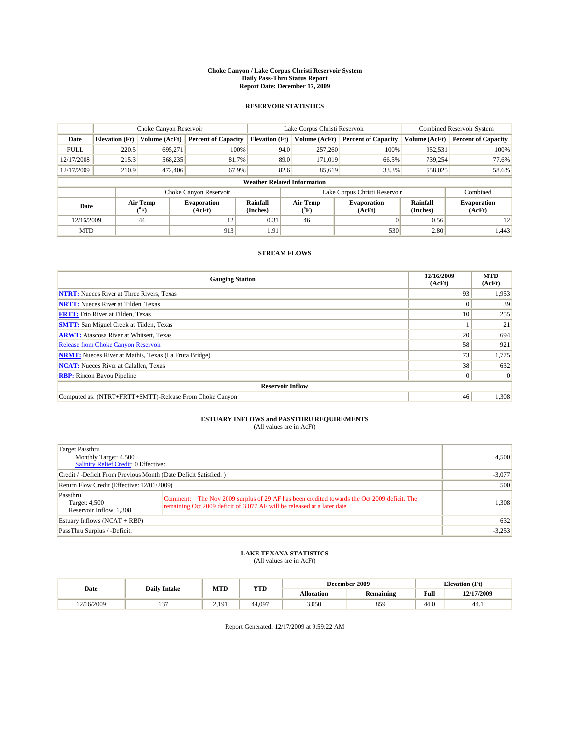# Choke Canyon / Lake Corpus Christi Reservoir System
## Daily Pass-Thru Status Report
## Report Date: December 17, 2009

### RESERVOIR STATISTICS

| | Choke Canyon Reservoir | | | Lake Corpus Christi Reservoir | | | Combined Reservoir System | |
|---|---|---|---|---|---|---|---|---|
| Date | Elevation (Ft) | Volume (AcFt) | Percent of Capacity | Elevation (Ft) | Volume (AcFt) | Percent of Capacity | Volume (AcFt) | Percent of Capacity |
| FULL | 220.5 | 695,271 | 100% | 94.0 | 257,260 | 100% | 952,531 | 100% |
| 12/17/2008 | 215.3 | 568,235 | 81.7% | 89.0 | 171,019 | 66.5% | 739,254 | 77.6% |
| 12/17/2009 | 210.9 | 472,406 | 67.9% | 82.6 | 85,619 | 33.3% | 558,025 | 58.6% |

**Weather Related Information**

| | Choke Canyon Reservoir | | | Lake Corpus Christi Reservoir | | | Combined |
|---|---|---|---|---|---|---|---|
| Date | Air Temp (°F) | Evaporation (AcFt) | Rainfall (Inches) | Air Temp (°F) | Evaporation (AcFt) | Rainfall (Inches) | Evaporation (AcFt) |
| 12/16/2009 | 44 | 12 | 0.31 | 46 | 0 | 0.56 | 12 |
| MTD | | 913 | 1.91 | | 530 | 2.80 | 1,443 |

### STREAM FLOWS

| Gauging Station | 12/16/2009 (AcFt) | MTD (AcFt) |
|---|---|---|
| NTRT: Nueces River at Three Rivers, Texas | 93 | 1,953 |
| NRTT: Nueces River at Tilden, Texas | 0 | 39 |
| FRTT: Frio River at Tilden, Texas | 10 | 255 |
| SMTT: San Miguel Creek at Tilden, Texas | 1 | 21 |
| ARWT: Atascosa River at Whitsett, Texas | 20 | 694 |
| Release from Choke Canyon Reservoir | 58 | 921 |
| NRMT: Nueces River at Mathis, Texas (La Fruta Bridge) | 73 | 1,775 |
| NCAT: Nueces River at Calallen, Texas | 38 | 632 |
| RBP: Rincon Bayou Pipeline | 0 | 0 |
| **Reservoir Inflow** | | |
| Computed as: (NTRT+FRTT+SMTT)-Release From Choke Canyon | 46 | 1,308 |

### ESTUARY INFLOWS and PASSTHRU REQUIREMENTS
(All values are in AcFt)

| | |
|---|---|
| Target Passthru<br>Monthly Target: 4,500<br>Salinity Relief Credit: 0 Effective: | 4,500 |
| Credit / -Deficit From Previous Month (Date Deficit Satisfied: ) | -3,077 |
| Return Flow Credit (Effective: 12/01/2009) | 500 |
| Passthru<br>Target: 4,500<br>Reservoir Inflow: 1,308<br>Comment: The Nov 2009 surplus of 29 AF has been credited towards the Oct 2009 deficit. The remaining Oct 2009 deficit of 3,077 AF will be released at a later date. | 1,308 |
| Estuary Inflows (NCAT + RBP) | 632 |
| PassThru Surplus / -Deficit: | -3,253 |

### LAKE TEXANA STATISTICS
(All values are in AcFt)

| Date | Daily Intake | MTD | YTD | December 2009 | | Elevation (Ft) | |
|---|---|---|---|---|---|---|---|
| | | | | Allocation | Remaining | Full | 12/17/2009 |
| 12/16/2009 | 137 | 2,191 | 44,097 | 3,050 | 859 | 44.0 | 44.1 |

Report Generated: 12/17/2009 at 9:59:22 AM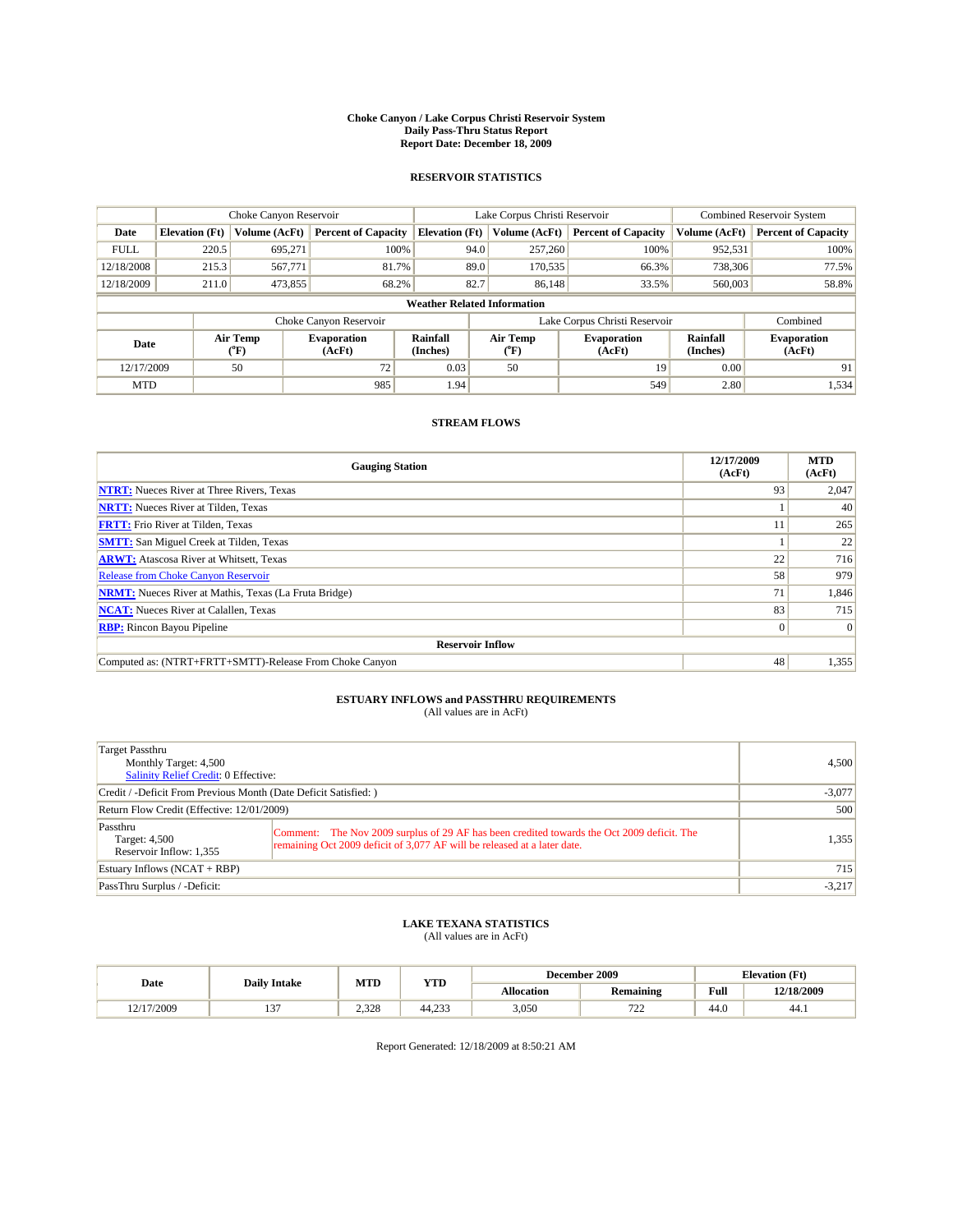# Choke Canyon / Lake Corpus Christi Reservoir System
## Daily Pass-Thru Status Report
### Report Date: December 18, 2009

## RESERVOIR STATISTICS

| | Choke Canyon Reservoir | | | Lake Corpus Christi Reservoir | | | Combined Reservoir System | |
|---|---|---|---|---|---|---|---|---|
| Date | Elevation (Ft) | Volume (AcFt) | Percent of Capacity | Elevation (Ft) | Volume (AcFt) | Percent of Capacity | Volume (AcFt) | Percent of Capacity |
| FULL | 220.5 | 695,271 | 100% | 94.0 | 257,260 | 100% | 952,531 | 100% |
| 12/18/2008 | 215.3 | 567,771 | 81.7% | 89.0 | 170,535 | 66.3% | 738,306 | 77.5% |
| 12/18/2009 | 211.0 | 473,855 | 68.2% | 82.7 | 86,148 | 33.5% | 560,003 | 58.8% |

**Weather Related Information**

| | Choke Canyon Reservoir | | | Lake Corpus Christi Reservoir | | | Combined |
|---|---|---|---|---|---|---|---|
| Date | Air Temp (°F) | Evaporation (AcFt) | Rainfall (Inches) | Air Temp (°F) | Evaporation (AcFt) | Rainfall (Inches) | Evaporation (AcFt) |
| 12/17/2009 | 50 | 72 | 0.03 | 50 | 19 | 0.00 | 91 |
| MTD | | 985 | 1.94 | | 549 | 2.80 | 1,534 |

## STREAM FLOWS

| Gauging Station | 12/17/2009 (AcFt) | MTD (AcFt) |
|---|---|---|
| NTRT: Nueces River at Three Rivers, Texas | 93 | 2,047 |
| NRTT: Nueces River at Tilden, Texas | 1 | 40 |
| FRTT: Frio River at Tilden, Texas | 11 | 265 |
| SMTT: San Miguel Creek at Tilden, Texas | 1 | 22 |
| ARWT: Atascosa River at Whitsett, Texas | 22 | 716 |
| Release from Choke Canyon Reservoir | 58 | 979 |
| NRMT: Nueces River at Mathis, Texas (La Fruta Bridge) | 71 | 1,846 |
| NCAT: Nueces River at Calallen, Texas | 83 | 715 |
| RBP: Rincon Bayou Pipeline | 0 | 0 |
| **Reservoir Inflow** | | |
| Computed as: (NTRT+FRTT+SMTT)-Release From Choke Canyon | 48 | 1,355 |

## ESTUARY INFLOWS and PASSTHRU REQUIREMENTS
(All values are in AcFt)

| | |
|---|---|
| Target Passthru<br>Monthly Target: 4,500<br>Salinity Relief Credit: 0 Effective: | 4,500 |
| Credit / -Deficit From Previous Month (Date Deficit Satisfied: ) | -3,077 |
| Return Flow Credit (Effective: 12/01/2009) | 500 |
| Passthru<br>Target: 4,500<br>Reservoir Inflow: 1,355<br>Comment: The Nov 2009 surplus of 29 AF has been credited towards the Oct 2009 deficit. The remaining Oct 2009 deficit of 3,077 AF will be released at a later date. | 1,355 |
| Estuary Inflows (NCAT + RBP) | 715 |
| PassThru Surplus / -Deficit: | -3,217 |

## LAKE TEXANA STATISTICS
(All values are in AcFt)

| Date | Daily Intake | MTD | YTD | December 2009 | | Elevation (Ft) | |
|---|---|---|---|---|---|---|---|
| | | | | Allocation | Remaining | Full | 12/18/2009 |
| 12/17/2009 | 137 | 2,328 | 44,233 | 3,050 | 722 | 44.0 | 44.1 |

Report Generated: 12/18/2009 at 8:50:21 AM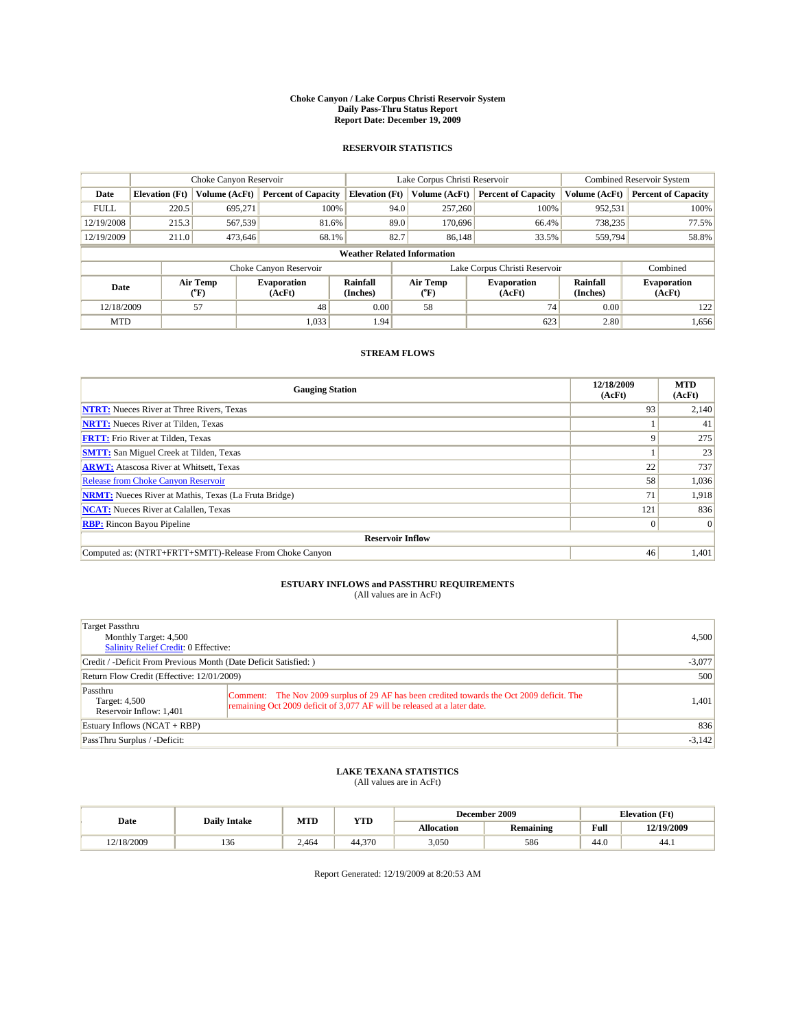# Choke Canyon / Lake Corpus Christi Reservoir System
## Daily Pass-Thru Status Report
### Report Date: December 19, 2009

## RESERVOIR STATISTICS

| | Choke Canyon Reservoir | | | Lake Corpus Christi Reservoir | | | Combined Reservoir System | |
|---|---|---|---|---|---|---|---|---|
| Date | Elevation (Ft) | Volume (AcFt) | Percent of Capacity | Elevation (Ft) | Volume (AcFt) | Percent of Capacity | Volume (AcFt) | Percent of Capacity |
| FULL | 220.5 | 695,271 | 100% | 94.0 | 257,260 | 100% | 952,531 | 100% |
| 12/19/2008 | 215.3 | 567,539 | 81.6% | 89.0 | 170,696 | 66.4% | 738,235 | 77.5% |
| 12/19/2009 | 211.0 | 473,646 | 68.1% | 82.7 | 86,148 | 33.5% | 559,794 | 58.8% |

### Weather Related Information

| | Choke Canyon Reservoir | | | Lake Corpus Christi Reservoir | | | Combined |
|---|---|---|---|---|---|---|---|
| Date | Air Temp (°F) | Evaporation (AcFt) | Rainfall (Inches) | Air Temp (°F) | Evaporation (AcFt) | Rainfall (Inches) | Evaporation (AcFt) |
| 12/18/2009 | 57 | 48 | 0.00 | 58 | 74 | 0.00 | 122 |
| MTD | | 1,033 | 1.94 | | 623 | 2.80 | 1,656 |

## STREAM FLOWS

| Gauging Station | 12/18/2009 (AcFt) | MTD (AcFt) |
|---|---|---|
| NTRT: Nueces River at Three Rivers, Texas | 93 | 2,140 |
| NRTT: Nueces River at Tilden, Texas | 1 | 41 |
| FRTT: Frio River at Tilden, Texas | 9 | 275 |
| SMTT: San Miguel Creek at Tilden, Texas | 1 | 23 |
| ARWT: Atascosa River at Whitsett, Texas | 22 | 737 |
| Release from Choke Canyon Reservoir | 58 | 1,036 |
| NRMT: Nueces River at Mathis, Texas (La Fruta Bridge) | 71 | 1,918 |
| NCAT: Nueces River at Calallen, Texas | 121 | 836 |
| RBP: Rincon Bayou Pipeline | 0 | 0 |
| **Reservoir Inflow** | | |
| Computed as: (NTRT+FRTT+SMTT)-Release From Choke Canyon | 46 | 1,401 |

## ESTUARY INFLOWS and PASSTHRU REQUIREMENTS
(All values are in AcFt)

| | |
|---|---|
| Target Passthru<br>Monthly Target: 4,500<br>Salinity Relief Credit: 0 Effective: | 4,500 |
| Credit / -Deficit From Previous Month (Date Deficit Satisfied: ) | -3,077 |
| Return Flow Credit (Effective: 12/01/2009) | 500 |
| Passthru<br>Target: 4,500<br>Reservoir Inflow: 1,401<br>Comment: The Nov 2009 surplus of 29 AF has been credited towards the Oct 2009 deficit. The remaining Oct 2009 deficit of 3,077 AF will be released at a later date. | 1,401 |
| Estuary Inflows (NCAT + RBP) | 836 |
| PassThru Surplus / -Deficit: | -3,142 |

## LAKE TEXANA STATISTICS
(All values are in AcFt)

| Date | Daily Intake | MTD | YTD | December 2009 | | Elevation (Ft) | |
|---|---|---|---|---|---|---|---|
| | | | | Allocation | Remaining | Full | 12/19/2009 |
| 12/18/2009 | 136 | 2,464 | 44,370 | 3,050 | 586 | 44.0 | 44.1 |

Report Generated: 12/19/2009 at 8:20:53 AM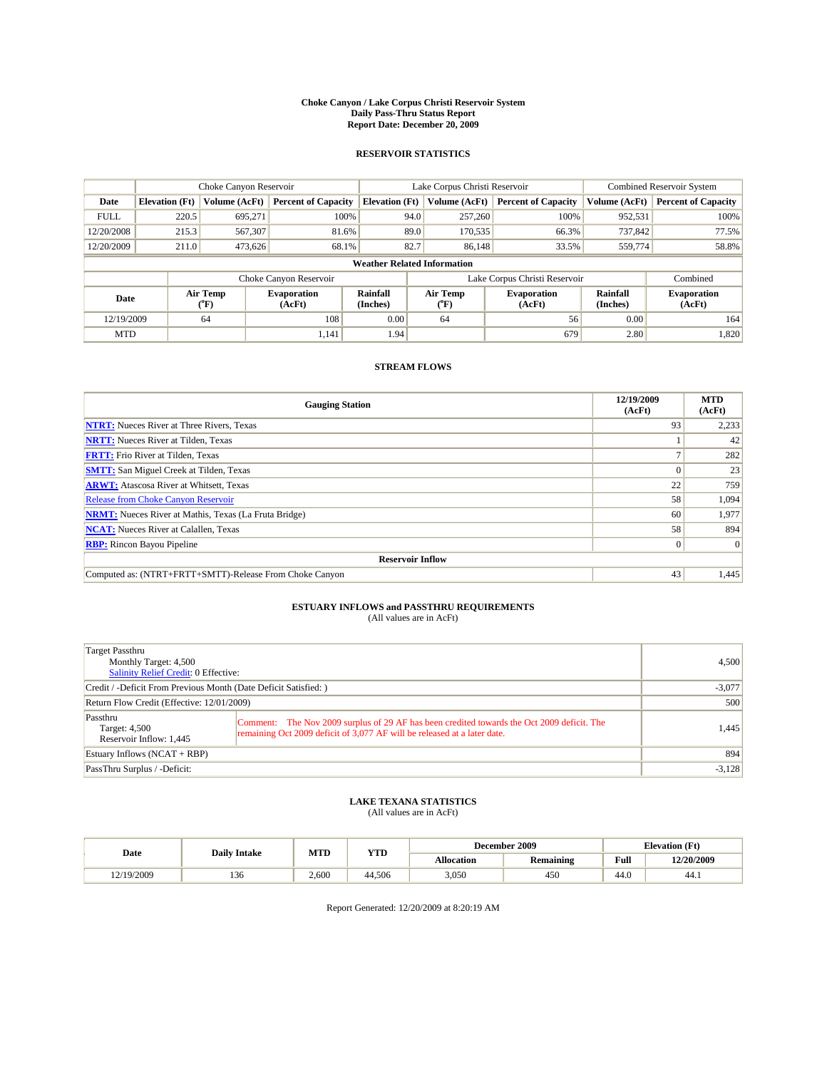# Choke Canyon / Lake Corpus Christi Reservoir System
## Daily Pass-Thru Status Report
## Report Date: December 20, 2009

### RESERVOIR STATISTICS

| | Choke Canyon Reservoir | | | Lake Corpus Christi Reservoir | | | Combined Reservoir System | |
|---|---|---|---|---|---|---|---|---|
| Date | Elevation (Ft) | Volume (AcFt) | Percent of Capacity | Elevation (Ft) | Volume (AcFt) | Percent of Capacity | Volume (AcFt) | Percent of Capacity |
| FULL | 220.5 | 695,271 | 100% | 94.0 | 257,260 | 100% | 952,531 | 100% |
| 12/20/2008 | 215.3 | 567,307 | 81.6% | 89.0 | 170,535 | 66.3% | 737,842 | 77.5% |
| 12/20/2009 | 211.0 | 473,626 | 68.1% | 82.7 | 86,148 | 33.5% | 559,774 | 58.8% |

**Weather Related Information**

| | Choke Canyon Reservoir | | | Lake Corpus Christi Reservoir | | | Combined |
|---|---|---|---|---|---|---|---|
| Date | Air Temp (°F) | Evaporation (AcFt) | Rainfall (Inches) | Air Temp (°F) | Evaporation (AcFt) | Rainfall (Inches) | Evaporation (AcFt) |
| 12/19/2009 | 64 | 108 | 0.00 | 64 | 56 | 0.00 | 164 |
| MTD | | 1,141 | 1.94 | | 679 | 2.80 | 1,820 |

### STREAM FLOWS

| Gauging Station | 12/19/2009 (AcFt) | MTD (AcFt) |
|---|---|---|
| NTRT: Nueces River at Three Rivers, Texas | 93 | 2,233 |
| NRTT: Nueces River at Tilden, Texas | 1 | 42 |
| FRTT: Frio River at Tilden, Texas | 7 | 282 |
| SMTT: San Miguel Creek at Tilden, Texas | 0 | 23 |
| ARWT: Atascosa River at Whitsett, Texas | 22 | 759 |
| Release from Choke Canyon Reservoir | 58 | 1,094 |
| NRMT: Nueces River at Mathis, Texas (La Fruta Bridge) | 60 | 1,977 |
| NCAT: Nueces River at Calallen, Texas | 58 | 894 |
| RBP: Rincon Bayou Pipeline | 0 | 0 |
| **Reservoir Inflow** | | |
| Computed as: (NTRT+FRTT+SMTT)-Release From Choke Canyon | 43 | 1,445 |

### ESTUARY INFLOWS and PASSTHRU REQUIREMENTS
(All values are in AcFt)

| | |
|---|---|
| Target Passthru<br>Monthly Target: 4,500<br>Salinity Relief Credit: 0 Effective: | 4,500 |
| Credit / -Deficit From Previous Month (Date Deficit Satisfied: ) | -3,077 |
| Return Flow Credit (Effective: 12/01/2009) | 500 |
| Passthru<br>Target: 4,500<br>Reservoir Inflow: 1,445<br>Comment: The Nov 2009 surplus of 29 AF has been credited towards the Oct 2009 deficit. The remaining Oct 2009 deficit of 3,077 AF will be released at a later date. | 1,445 |
| Estuary Inflows (NCAT + RBP) | 894 |
| PassThru Surplus / -Deficit: | -3,128 |

### LAKE TEXANA STATISTICS
(All values are in AcFt)

| Date | Daily Intake | MTD | YTD | December 2009 | | Elevation (Ft) | |
|---|---|---|---|---|---|---|---|
| | | | | Allocation | Remaining | Full | 12/20/2009 |
| 12/19/2009 | 136 | 2,600 | 44,506 | 3,050 | 450 | 44.0 | 44.1 |

Report Generated: 12/20/2009 at 8:20:19 AM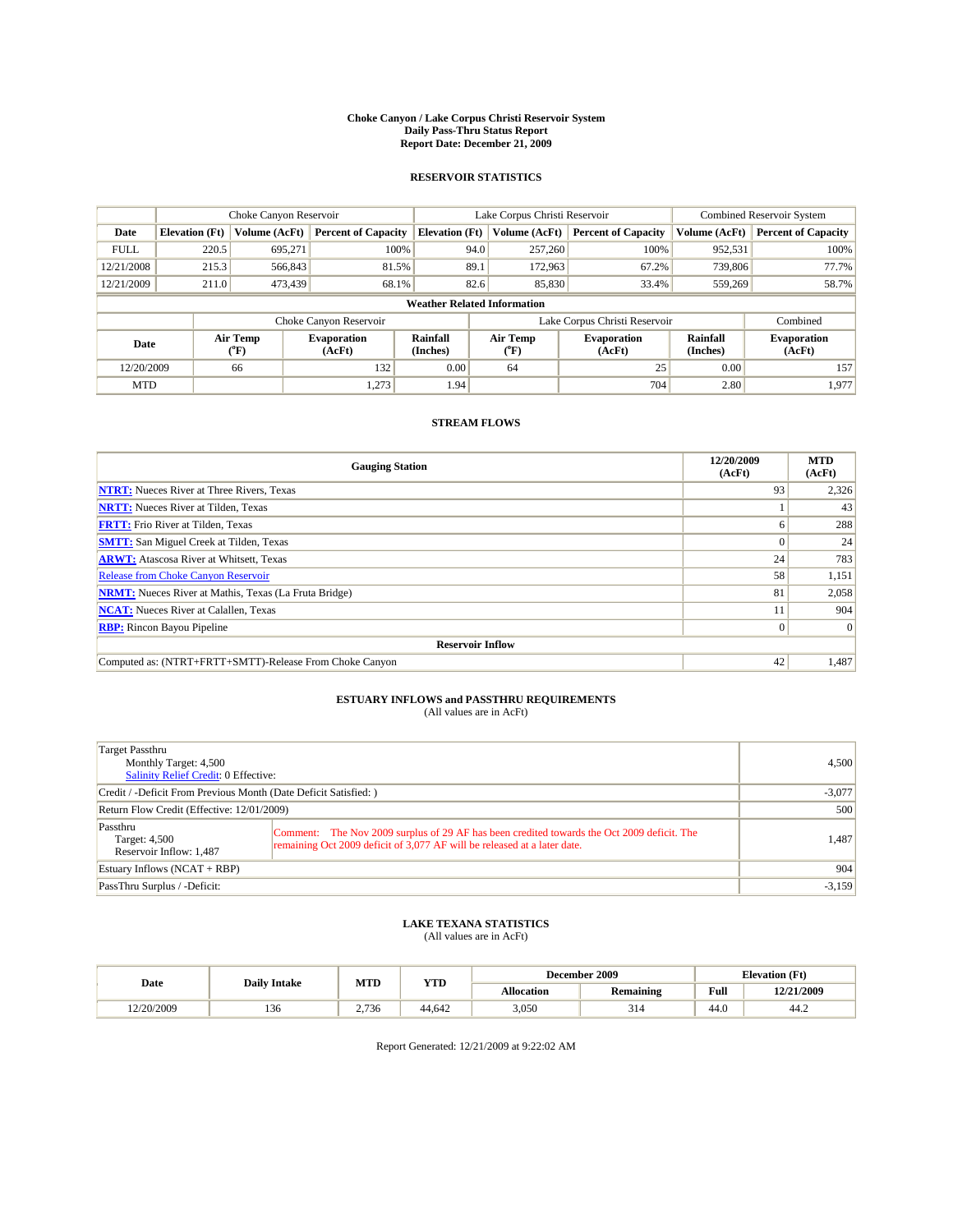# Choke Canyon / Lake Corpus Christi Reservoir System
## Daily Pass-Thru Status Report
### Report Date: December 21, 2009

## RESERVOIR STATISTICS

| | Choke Canyon Reservoir | | | Lake Corpus Christi Reservoir | | | Combined Reservoir System | |
|---|---|---|---|---|---|---|---|---|
| Date | Elevation (Ft) | Volume (AcFt) | Percent of Capacity | Elevation (Ft) | Volume (AcFt) | Percent of Capacity | Volume (AcFt) | Percent of Capacity |
| FULL | 220.5 | 695,271 | 100% | 94.0 | 257,260 | 100% | 952,531 | 100% |
| 12/21/2008 | 215.3 | 566,843 | 81.5% | 89.1 | 172,963 | 67.2% | 739,806 | 77.7% |
| 12/21/2009 | 211.0 | 473,439 | 68.1% | 82.6 | 85,830 | 33.4% | 559,269 | 58.7% |

**Weather Related Information**

| | Choke Canyon Reservoir | | | Lake Corpus Christi Reservoir | | | Combined |
|---|---|---|---|---|---|---|---|
| Date | Air Temp (°F) | Evaporation (AcFt) | Rainfall (Inches) | Air Temp (°F) | Evaporation (AcFt) | Rainfall (Inches) | Evaporation (AcFt) |
| 12/20/2009 | 66 | 132 | 0.00 | 64 | 25 | 0.00 | 157 |
| MTD | | 1,273 | 1.94 | | 704 | 2.80 | 1,977 |

## STREAM FLOWS

| Gauging Station | 12/20/2009 (AcFt) | MTD (AcFt) |
|---|---|---|
| NTRT: Nueces River at Three Rivers, Texas | 93 | 2,326 |
| NRTT: Nueces River at Tilden, Texas | 1 | 43 |
| FRTT: Frio River at Tilden, Texas | 6 | 288 |
| SMTT: San Miguel Creek at Tilden, Texas | 0 | 24 |
| ARWT: Atascosa River at Whitsett, Texas | 24 | 783 |
| Release from Choke Canyon Reservoir | 58 | 1,151 |
| NRMT: Nueces River at Mathis, Texas (La Fruta Bridge) | 81 | 2,058 |
| NCAT: Nueces River at Calallen, Texas | 11 | 904 |
| RBP: Rincon Bayou Pipeline | 0 | 0 |
| **Reservoir Inflow** | | |
| Computed as: (NTRT+FRTT+SMTT)-Release From Choke Canyon | 42 | 1,487 |

## ESTUARY INFLOWS and PASSTHRU REQUIREMENTS
(All values are in AcFt)

| | | |
|---|---|---|
| Target Passthru<br>Monthly Target: 4,500<br>Salinity Relief Credit: 0 Effective: | | 4,500 |
| Credit / -Deficit From Previous Month (Date Deficit Satisfied: ) | | -3,077 |
| Return Flow Credit (Effective: 12/01/2009) | | 500 |
| Passthru<br>Target: 4,500<br>Reservoir Inflow: 1,487 | Comment: The Nov 2009 surplus of 29 AF has been credited towards the Oct 2009 deficit. The remaining Oct 2009 deficit of 3,077 AF will be released at a later date. | 1,487 |
| Estuary Inflows (NCAT + RBP) | | 904 |
| PassThru Surplus / -Deficit: | | -3,159 |

## LAKE TEXANA STATISTICS
(All values are in AcFt)

| Date | Daily Intake | MTD | YTD | December 2009 | | Elevation (Ft) | |
|---|---|---|---|---|---|---|---|
| | | | | Allocation | Remaining | Full | 12/21/2009 |
| 12/20/2009 | 136 | 2,736 | 44,642 | 3,050 | 314 | 44.0 | 44.2 |

Report Generated: 12/21/2009 at 9:22:02 AM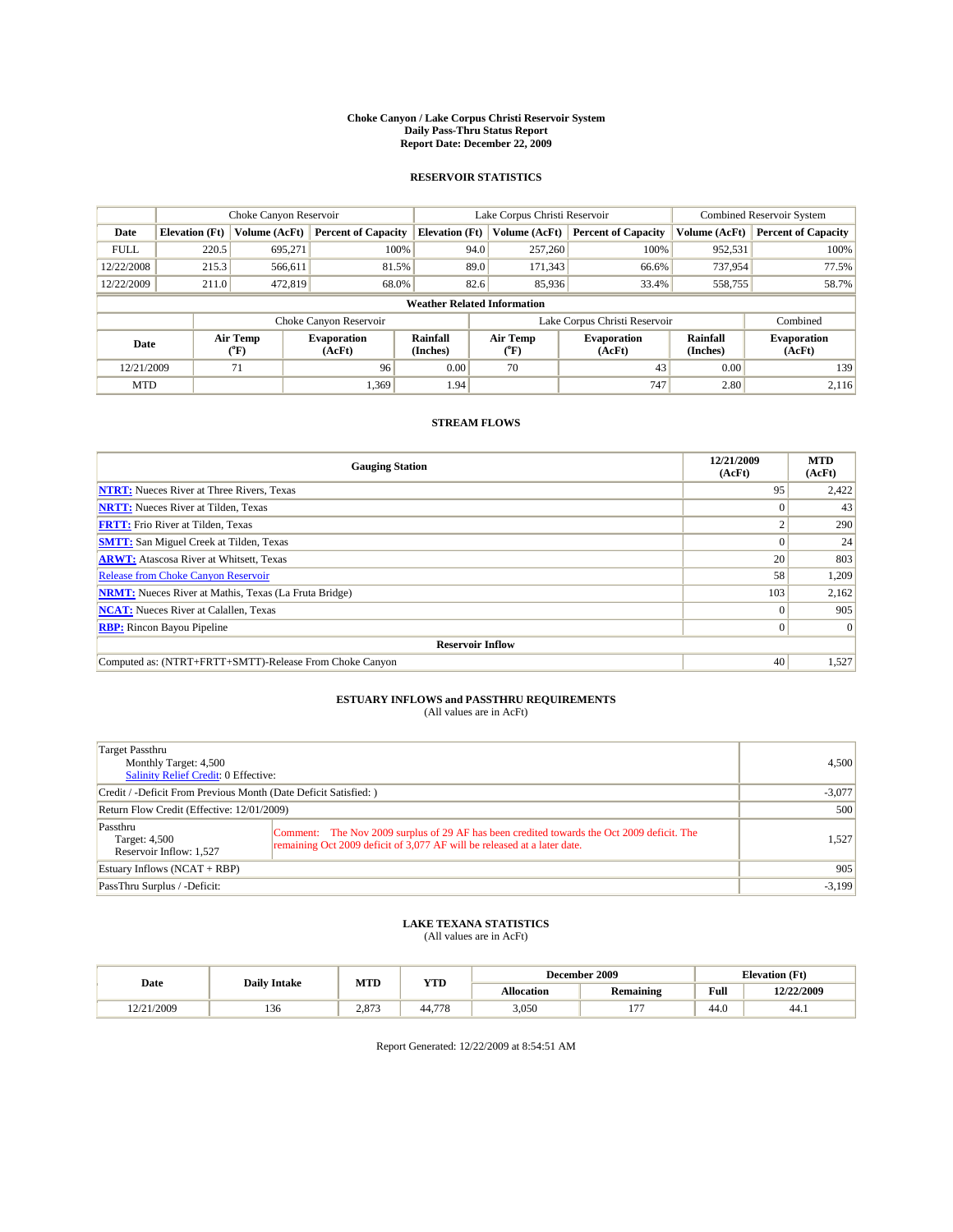# Choke Canyon / Lake Corpus Christi Reservoir System
## Daily Pass-Thru Status Report
### Report Date: December 22, 2009

## RESERVOIR STATISTICS

| | Choke Canyon Reservoir | | | Lake Corpus Christi Reservoir | | | Combined Reservoir System | |
|---|---|---|---|---|---|---|---|---|
| Date | Elevation (Ft) | Volume (AcFt) | Percent of Capacity | Elevation (Ft) | Volume (AcFt) | Percent of Capacity | Volume (AcFt) | Percent of Capacity |
| FULL | 220.5 | 695,271 | 100% | 94.0 | 257,260 | 100% | 952,531 | 100% |
| 12/22/2008 | 215.3 | 566,611 | 81.5% | 89.0 | 171,343 | 66.6% | 737,954 | 77.5% |
| 12/22/2009 | 211.0 | 472,819 | 68.0% | 82.6 | 85,936 | 33.4% | 558,755 | 58.7% |

**Weather Related Information**

| | Choke Canyon Reservoir | | | Lake Corpus Christi Reservoir | | | Combined |
|---|---|---|---|---|---|---|---|
| Date | Air Temp (°F) | Evaporation (AcFt) | Rainfall (Inches) | Air Temp (°F) | Evaporation (AcFt) | Rainfall (Inches) | Evaporation (AcFt) |
| 12/21/2009 | 71 | 96 | 0.00 | 70 | 43 | 0.00 | 139 |
| MTD | | 1,369 | 1.94 | | 747 | 2.80 | 2,116 |

## STREAM FLOWS

| Gauging Station | 12/21/2009 (AcFt) | MTD (AcFt) |
|---|---|---|
| NTRT: Nueces River at Three Rivers, Texas | 95 | 2,422 |
| NRTT: Nueces River at Tilden, Texas | 0 | 43 |
| FRTT: Frio River at Tilden, Texas | 2 | 290 |
| SMTT: San Miguel Creek at Tilden, Texas | 0 | 24 |
| ARWT: Atascosa River at Whitsett, Texas | 20 | 803 |
| Release from Choke Canyon Reservoir | 58 | 1,209 |
| NRMT: Nueces River at Mathis, Texas (La Fruta Bridge) | 103 | 2,162 |
| NCAT: Nueces River at Calallen, Texas | 0 | 905 |
| RBP: Rincon Bayou Pipeline | 0 | 0 |
| **Reservoir Inflow** | | |
| Computed as: (NTRT+FRTT+SMTT)-Release From Choke Canyon | 40 | 1,527 |

## ESTUARY INFLOWS and PASSTHRU REQUIREMENTS
(All values are in AcFt)

| | |
|---|---|
| Target Passthru<br>Monthly Target: 4,500<br>Salinity Relief Credit: 0 Effective: | 4,500 |
| Credit / -Deficit From Previous Month (Date Deficit Satisfied: ) | -3,077 |
| Return Flow Credit (Effective: 12/01/2009) | 500 |
| Passthru<br>Target: 4,500<br>Reservoir Inflow: 1,527<br>Comment: The Nov 2009 surplus of 29 AF has been credited towards the Oct 2009 deficit. The remaining Oct 2009 deficit of 3,077 AF will be released at a later date. | 1,527 |
| Estuary Inflows (NCAT + RBP) | 905 |
| PassThru Surplus / -Deficit: | -3,199 |

## LAKE TEXANA STATISTICS
(All values are in AcFt)

| Date | Daily Intake | MTD | YTD | December 2009 | | Elevation (Ft) | |
|---|---|---|---|---|---|---|---|
| | | | | Allocation | Remaining | Full | 12/22/2009 |
| 12/21/2009 | 136 | 2,873 | 44,778 | 3,050 | 177 | 44.0 | 44.1 |

Report Generated: 12/22/2009 at 8:54:51 AM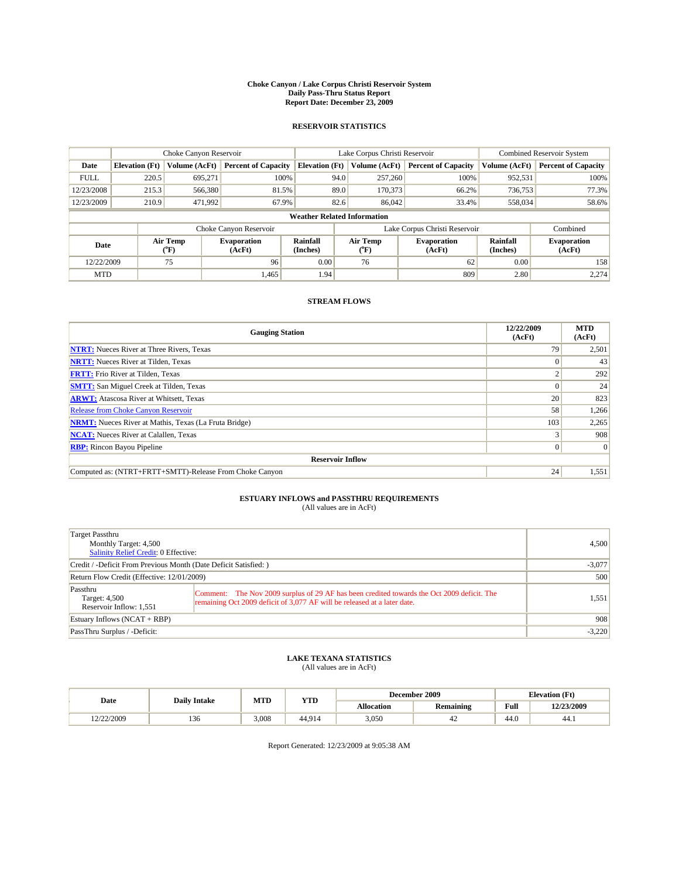# Choke Canyon / Lake Corpus Christi Reservoir System
## Daily Pass-Thru Status Report
### Report Date: December 23, 2009

## RESERVOIR STATISTICS

| | Choke Canyon Reservoir | | | Lake Corpus Christi Reservoir | | | Combined Reservoir System | |
|---|---|---|---|---|---|---|---|---|
| Date | Elevation (Ft) | Volume (AcFt) | Percent of Capacity | Elevation (Ft) | Volume (AcFt) | Percent of Capacity | Volume (AcFt) | Percent of Capacity |
| FULL | 220.5 | 695,271 | 100% | 94.0 | 257,260 | 100% | 952,531 | 100% |
| 12/23/2008 | 215.3 | 566,380 | 81.5% | 89.0 | 170,373 | 66.2% | 736,753 | 77.3% |
| 12/23/2009 | 210.9 | 471,992 | 67.9% | 82.6 | 86,042 | 33.4% | 558,034 | 58.6% |

**Weather Related Information**

| | Choke Canyon Reservoir | | | Lake Corpus Christi Reservoir | | | Combined |
|---|---|---|---|---|---|---|---|
| Date | Air Temp (°F) | Evaporation (AcFt) | Rainfall (Inches) | Air Temp (°F) | Evaporation (AcFt) | Rainfall (Inches) | Evaporation (AcFt) |
| 12/22/2009 | 75 | 96 | 0.00 | 76 | 62 | 0.00 | 158 |
| MTD | | 1,465 | 1.94 | | 809 | 2.80 | 2,274 |

## STREAM FLOWS

| Gauging Station | 12/22/2009 (AcFt) | MTD (AcFt) |
|---|---|---|
| NTRT: Nueces River at Three Rivers, Texas | 79 | 2,501 |
| NRTT: Nueces River at Tilden, Texas | 0 | 43 |
| FRTT: Frio River at Tilden, Texas | 2 | 292 |
| SMTT: San Miguel Creek at Tilden, Texas | 0 | 24 |
| ARWT: Atascosa River at Whitsett, Texas | 20 | 823 |
| Release from Choke Canyon Reservoir | 58 | 1,266 |
| NRMT: Nueces River at Mathis, Texas (La Fruta Bridge) | 103 | 2,265 |
| NCAT: Nueces River at Calallen, Texas | 3 | 908 |
| RBP: Rincon Bayou Pipeline | 0 | 0 |
| **Reservoir Inflow** | | |
| Computed as: (NTRT+FRTT+SMTT)-Release From Choke Canyon | 24 | 1,551 |

## ESTUARY INFLOWS and PASSTHRU REQUIREMENTS
(All values are in AcFt)

| | |
|---|---|
| Target Passthru<br>Monthly Target: 4,500<br>Salinity Relief Credit: 0 Effective: | 4,500 |
| Credit / -Deficit From Previous Month (Date Deficit Satisfied: ) | -3,077 |
| Return Flow Credit (Effective: 12/01/2009) | 500 |
| Passthru<br>Target: 4,500<br>Reservoir Inflow: 1,551<br>Comment: The Nov 2009 surplus of 29 AF has been credited towards the Oct 2009 deficit. The remaining Oct 2009 deficit of 3,077 AF will be released at a later date. | 1,551 |
| Estuary Inflows (NCAT + RBP) | 908 |
| PassThru Surplus / -Deficit: | -3,220 |

## LAKE TEXANA STATISTICS
(All values are in AcFt)

| Date | Daily Intake | MTD | YTD | December 2009 | | Elevation (Ft) | |
|---|---|---|---|---|---|---|---|
| | | | | Allocation | Remaining | Full | 12/23/2009 |
| 12/22/2009 | 136 | 3,008 | 44,914 | 3,050 | 42 | 44.0 | 44.1 |

Report Generated: 12/23/2009 at 9:05:38 AM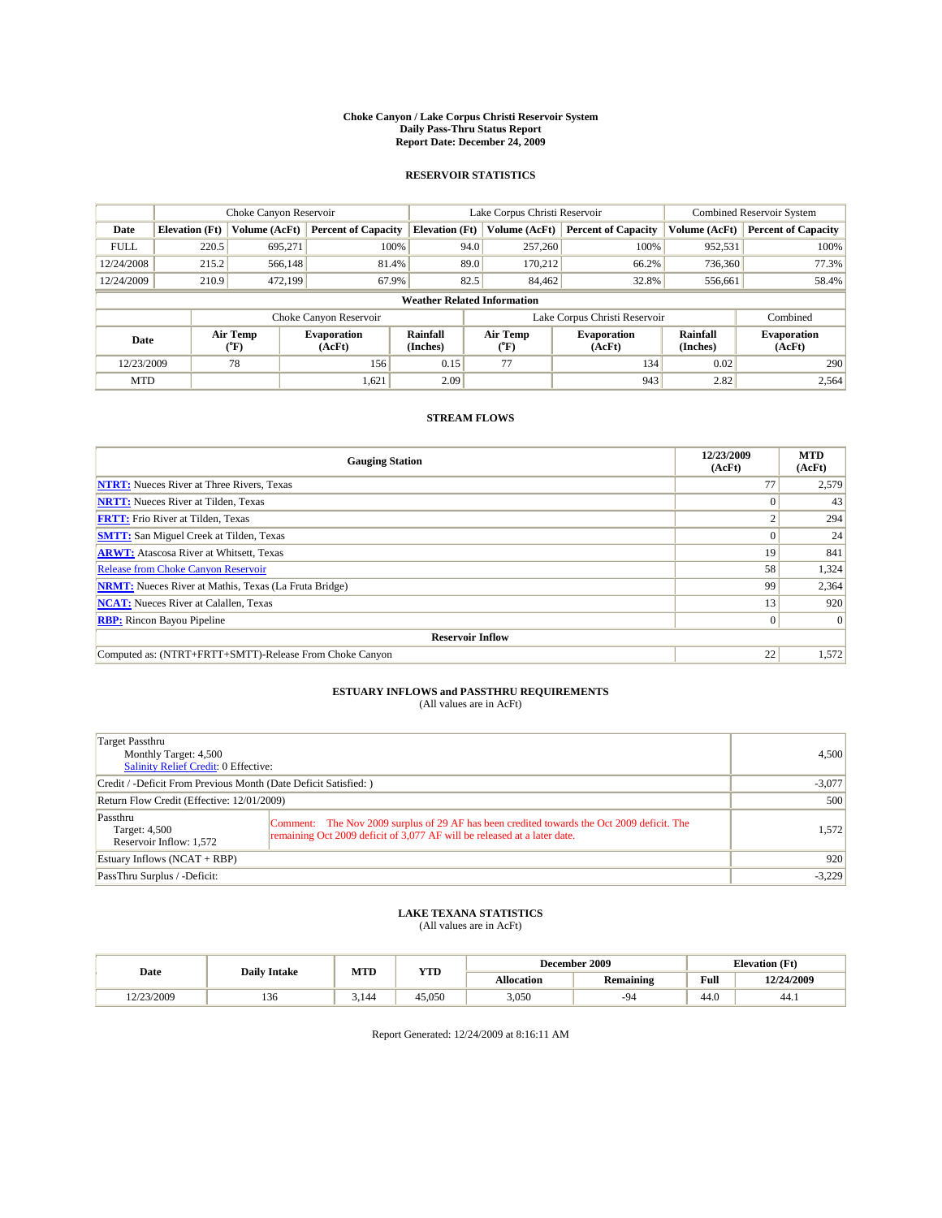**Choke Canyon / Lake Corpus Christi Reservoir System**
**Daily Pass-Thru Status Report**
**Report Date: December 24, 2009**

## RESERVOIR STATISTICS

| | Choke Canyon Reservoir | | | Lake Corpus Christi Reservoir | | | Combined Reservoir System | |
|---|---|---|---|---|---|---|---|---|
| Date | Elevation (Ft) | Volume (AcFt) | Percent of Capacity | Elevation (Ft) | Volume (AcFt) | Percent of Capacity | Volume (AcFt) | Percent of Capacity |
| FULL | 220.5 | 695,271 | 100% | 94.0 | 257,260 | 100% | 952,531 | 100% |
| 12/24/2008 | 215.2 | 566,148 | 81.4% | 89.0 | 170,212 | 66.2% | 736,360 | 77.3% |
| 12/24/2009 | 210.9 | 472,199 | 67.9% | 82.5 | 84,462 | 32.8% | 556,661 | 58.4% |

**Weather Related Information**

| | Choke Canyon Reservoir | | | Lake Corpus Christi Reservoir | | | Combined |
|---|---|---|---|---|---|---|---|
| Date | Air Temp (°F) | Evaporation (AcFt) | Rainfall (Inches) | Air Temp (°F) | Evaporation (AcFt) | Rainfall (Inches) | Evaporation (AcFt) |
| 12/23/2009 | 78 | 156 | 0.15 | 77 | 134 | 0.02 | 290 |
| MTD | | 1,621 | 2.09 | | 943 | 2.82 | 2,564 |

## STREAM FLOWS

| Gauging Station | 12/23/2009 (AcFt) | MTD (AcFt) |
|---|---|---|
| NTRT: Nueces River at Three Rivers, Texas | 77 | 2,579 |
| NRTT: Nueces River at Tilden, Texas | 0 | 43 |
| FRTT: Frio River at Tilden, Texas | 2 | 294 |
| SMTT: San Miguel Creek at Tilden, Texas | 0 | 24 |
| ARWT: Atascosa River at Whitsett, Texas | 19 | 841 |
| Release from Choke Canyon Reservoir | 58 | 1,324 |
| NRMT: Nueces River at Mathis, Texas (La Fruta Bridge) | 99 | 2,364 |
| NCAT: Nueces River at Calallen, Texas | 13 | 920 |
| RBP: Rincon Bayou Pipeline | 0 | 0 |
| **Reservoir Inflow** | | |
| Computed as: (NTRT+FRTT+SMTT)-Release From Choke Canyon | 22 | 1,572 |

## ESTUARY INFLOWS and PASSTHRU REQUIREMENTS

(All values are in AcFt)

| | |
|---|---|
| Target Passthru<br>Monthly Target: 4,500<br>Salinity Relief Credit: 0 Effective: | 4,500 |
| Credit / -Deficit From Previous Month (Date Deficit Satisfied: ) | -3,077 |
| Return Flow Credit (Effective: 12/01/2009) | 500 |
| Passthru<br>Target: 4,500<br>Reservoir Inflow: 1,572<br>Comment: The Nov 2009 surplus of 29 AF has been credited towards the Oct 2009 deficit. The remaining Oct 2009 deficit of 3,077 AF will be released at a later date. | 1,572 |
| Estuary Inflows (NCAT + RBP) | 920 |
| PassThru Surplus / -Deficit: | -3,229 |

## LAKE TEXANA STATISTICS

(All values are in AcFt)

| Date | Daily Intake | MTD | YTD | December 2009 | | Elevation (Ft) | |
|---|---|---|---|---|---|---|---|
| | | | | Allocation | Remaining | Full | 12/24/2009 |
| 12/23/2009 | 136 | 3,144 | 45,050 | 3,050 | -94 | 44.0 | 44.1 |

Report Generated: 12/24/2009 at 8:16:11 AM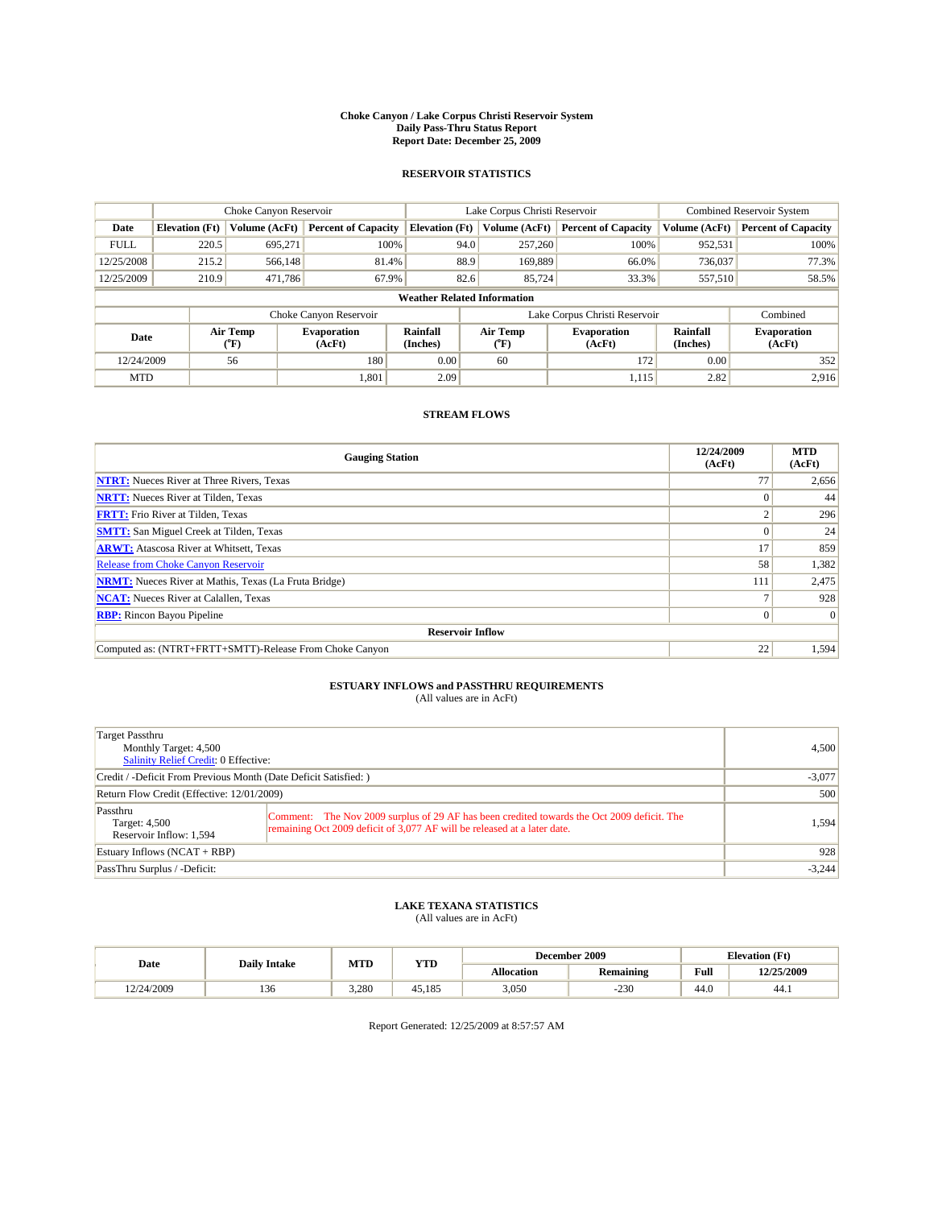# Choke Canyon / Lake Corpus Christi Reservoir System
## Daily Pass-Thru Status Report
### Report Date: December 25, 2009

## RESERVOIR STATISTICS

| | Choke Canyon Reservoir | | | Lake Corpus Christi Reservoir | | | Combined Reservoir System | |
|---|---|---|---|---|---|---|---|---|
| Date | Elevation (Ft) | Volume (AcFt) | Percent of Capacity | Elevation (Ft) | Volume (AcFt) | Percent of Capacity | Volume (AcFt) | Percent of Capacity |
| FULL | 220.5 | 695,271 | 100% | 94.0 | 257,260 | 100% | 952,531 | 100% |
| 12/25/2008 | 215.2 | 566,148 | 81.4% | 88.9 | 169,889 | 66.0% | 736,037 | 77.3% |
| 12/25/2009 | 210.9 | 471,786 | 67.9% | 82.6 | 85,724 | 33.3% | 557,510 | 58.5% |

**Weather Related Information**

| | Choke Canyon Reservoir | | | Lake Corpus Christi Reservoir | | | Combined |
|---|---|---|---|---|---|---|---|
| Date | Air Temp (°F) | Evaporation (AcFt) | Rainfall (Inches) | Air Temp (°F) | Evaporation (AcFt) | Rainfall (Inches) | Evaporation (AcFt) |
| 12/24/2009 | 56 | 180 | 0.00 | 60 | 172 | 0.00 | 352 |
| MTD | | 1,801 | 2.09 | | 1,115 | 2.82 | 2,916 |

## STREAM FLOWS

| Gauging Station | 12/24/2009 (AcFt) | MTD (AcFt) |
|---|---|---|
| NTRT: Nueces River at Three Rivers, Texas | 77 | 2,656 |
| NRTT: Nueces River at Tilden, Texas | 0 | 44 |
| FRTT: Frio River at Tilden, Texas | 2 | 296 |
| SMTT: San Miguel Creek at Tilden, Texas | 0 | 24 |
| ARWT: Atascosa River at Whitsett, Texas | 17 | 859 |
| Release from Choke Canyon Reservoir | 58 | 1,382 |
| NRMT: Nueces River at Mathis, Texas (La Fruta Bridge) | 111 | 2,475 |
| NCAT: Nueces River at Calallen, Texas | 7 | 928 |
| RBP: Rincon Bayou Pipeline | 0 | 0 |
| **Reservoir Inflow** | | |
| Computed as: (NTRT+FRTT+SMTT)-Release From Choke Canyon | 22 | 1,594 |

## ESTUARY INFLOWS and PASSTHRU REQUIREMENTS
(All values are in AcFt)

| | |
|---|---|
| Target Passthru<br>Monthly Target: 4,500<br>Salinity Relief Credit: 0 Effective: | 4,500 |
| Credit / -Deficit From Previous Month (Date Deficit Satisfied: ) | -3,077 |
| Return Flow Credit (Effective: 12/01/2009) | 500 |
| Passthru<br>Target: 4,500<br>Reservoir Inflow: 1,594<br>Comment: The Nov 2009 surplus of 29 AF has been credited towards the Oct 2009 deficit. The remaining Oct 2009 deficit of 3,077 AF will be released at a later date. | 1,594 |
| Estuary Inflows (NCAT + RBP) | 928 |
| PassThru Surplus / -Deficit: | -3,244 |

## LAKE TEXANA STATISTICS
(All values are in AcFt)

| Date | Daily Intake | MTD | YTD | December 2009 | | Elevation (Ft) | |
|---|---|---|---|---|---|---|---|
| | | | | Allocation | Remaining | Full | 12/25/2009 |
| 12/24/2009 | 136 | 3,280 | 45,185 | 3,050 | -230 | 44.0 | 44.1 |

Report Generated: 12/25/2009 at 8:57:57 AM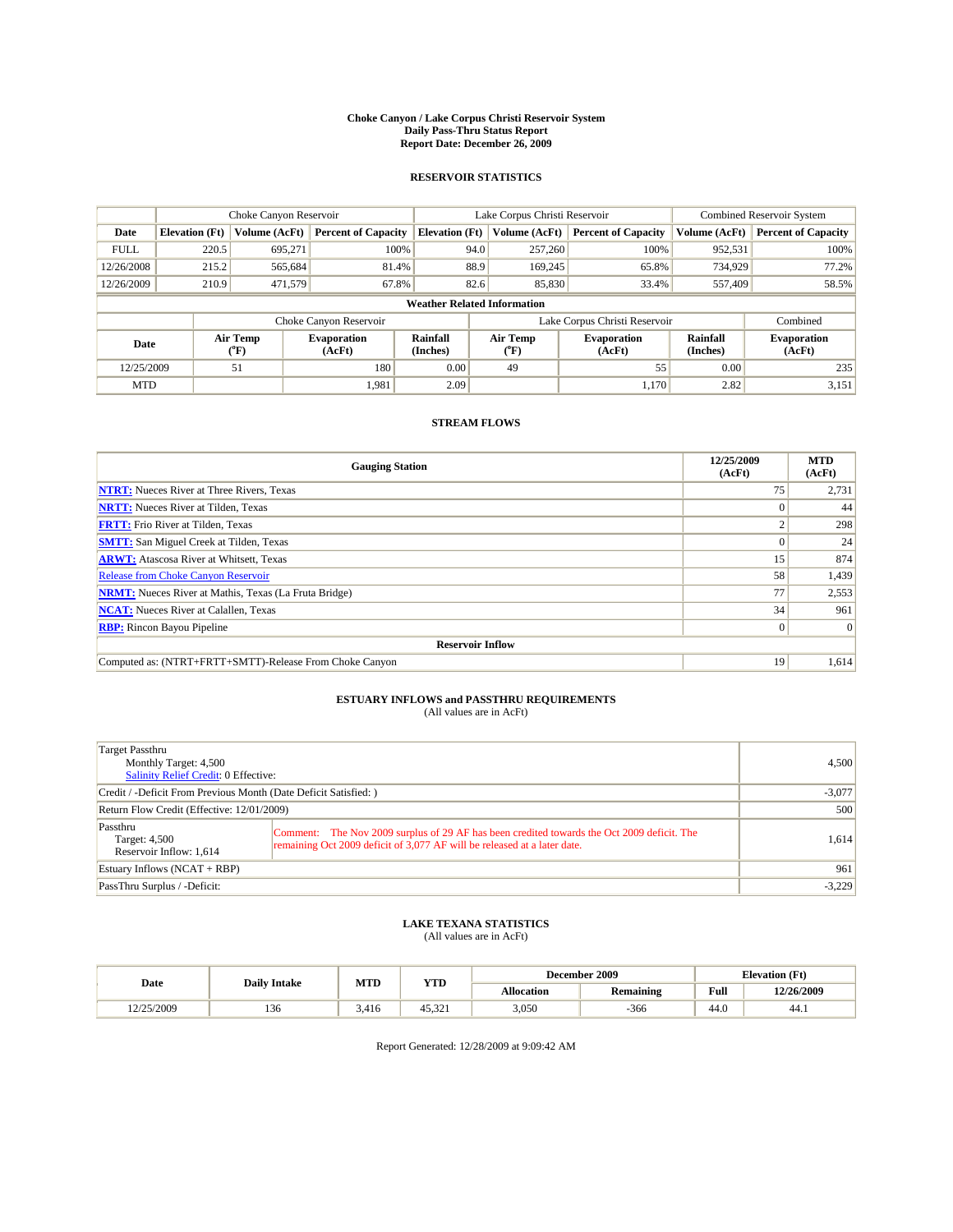# Choke Canyon / Lake Corpus Christi Reservoir System
## Daily Pass-Thru Status Report
## Report Date: December 26, 2009

### RESERVOIR STATISTICS

| | Choke Canyon Reservoir | | | Lake Corpus Christi Reservoir | | | Combined Reservoir System | |
|---|---|---|---|---|---|---|---|---|
| Date | Elevation (Ft) | Volume (AcFt) | Percent of Capacity | Elevation (Ft) | Volume (AcFt) | Percent of Capacity | Volume (AcFt) | Percent of Capacity |
| FULL | 220.5 | 695,271 | 100% | 94.0 | 257,260 | 100% | 952,531 | 100% |
| 12/26/2008 | 215.2 | 565,684 | 81.4% | 88.9 | 169,245 | 65.8% | 734,929 | 77.2% |
| 12/26/2009 | 210.9 | 471,579 | 67.8% | 82.6 | 85,830 | 33.4% | 557,409 | 58.5% |

**Weather Related Information**

| | Choke Canyon Reservoir | | | Lake Corpus Christi Reservoir | | | Combined |
|---|---|---|---|---|---|---|---|
| Date | Air Temp (°F) | Evaporation (AcFt) | Rainfall (Inches) | Air Temp (°F) | Evaporation (AcFt) | Rainfall (Inches) | Evaporation (AcFt) |
| 12/25/2009 | 51 | 180 | 0.00 | 49 | 55 | 0.00 | 235 |
| MTD | | 1,981 | 2.09 | | 1,170 | 2.82 | 3,151 |

### STREAM FLOWS

| Gauging Station | 12/25/2009 (AcFt) | MTD (AcFt) |
|---|---|---|
| NTRT: Nueces River at Three Rivers, Texas | 75 | 2,731 |
| NRTT: Nueces River at Tilden, Texas | 0 | 44 |
| FRTT: Frio River at Tilden, Texas | 2 | 298 |
| SMTT: San Miguel Creek at Tilden, Texas | 0 | 24 |
| ARWT: Atascosa River at Whitsett, Texas | 15 | 874 |
| Release from Choke Canyon Reservoir | 58 | 1,439 |
| NRMT: Nueces River at Mathis, Texas (La Fruta Bridge) | 77 | 2,553 |
| NCAT: Nueces River at Calallen, Texas | 34 | 961 |
| RBP: Rincon Bayou Pipeline | 0 | 0 |
| **Reservoir Inflow** | | |
| Computed as: (NTRT+FRTT+SMTT)-Release From Choke Canyon | 19 | 1,614 |

### ESTUARY INFLOWS and PASSTHRU REQUIREMENTS
(All values are in AcFt)

| | |
|---|---|
| Target Passthru<br>Monthly Target: 4,500<br>Salinity Relief Credit: 0 Effective: | 4,500 |
| Credit / -Deficit From Previous Month (Date Deficit Satisfied: ) | -3,077 |
| Return Flow Credit (Effective: 12/01/2009) | 500 |
| Passthru<br>Target: 4,500<br>Reservoir Inflow: 1,614<br>Comment: The Nov 2009 surplus of 29 AF has been credited towards the Oct 2009 deficit. The remaining Oct 2009 deficit of 3,077 AF will be released at a later date. | 1,614 |
| Estuary Inflows (NCAT + RBP) | 961 |
| PassThru Surplus / -Deficit: | -3,229 |

### LAKE TEXANA STATISTICS
(All values are in AcFt)

| Date | Daily Intake | MTD | YTD | December 2009 | | Elevation (Ft) | |
|---|---|---|---|---|---|---|---|
| | | | | Allocation | Remaining | Full | 12/26/2009 |
| 12/25/2009 | 136 | 3,416 | 45,321 | 3,050 | -366 | 44.0 | 44.1 |

Report Generated: 12/28/2009 at 9:09:42 AM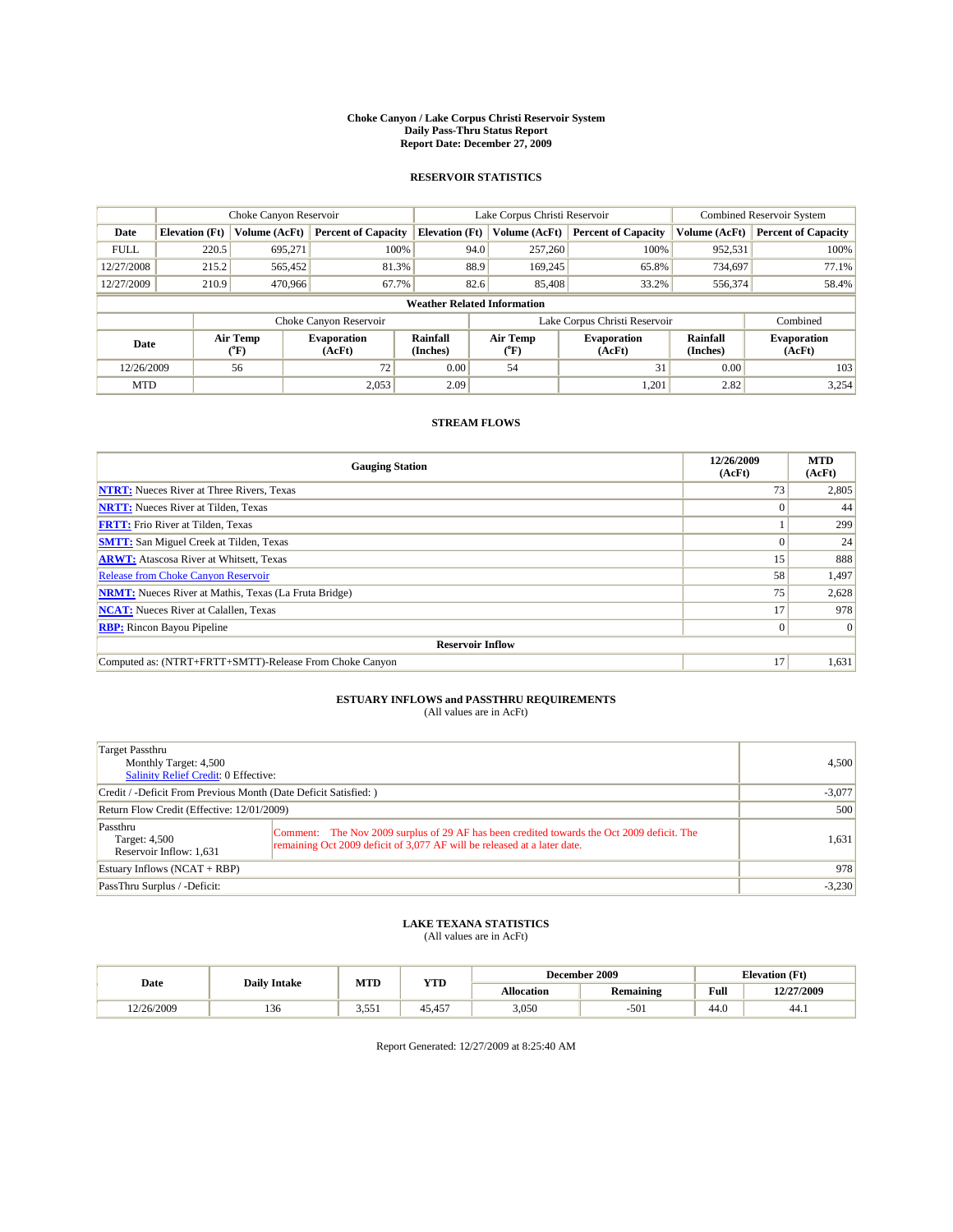# Choke Canyon / Lake Corpus Christi Reservoir System
## Daily Pass-Thru Status Report
### Report Date: December 27, 2009

## RESERVOIR STATISTICS

| | Choke Canyon Reservoir | | | Lake Corpus Christi Reservoir | | | Combined Reservoir System | |
|---|---|---|---|---|---|---|---|---|
| Date | Elevation (Ft) | Volume (AcFt) | Percent of Capacity | Elevation (Ft) | Volume (AcFt) | Percent of Capacity | Volume (AcFt) | Percent of Capacity |
| FULL | 220.5 | 695,271 | 100% | 94.0 | 257,260 | 100% | 952,531 | 100% |
| 12/27/2008 | 215.2 | 565,452 | 81.3% | 88.9 | 169,245 | 65.8% | 734,697 | 77.1% |
| 12/27/2009 | 210.9 | 470,966 | 67.7% | 82.6 | 85,408 | 33.2% | 556,374 | 58.4% |

**Weather Related Information**

| | Choke Canyon Reservoir | | | Lake Corpus Christi Reservoir | | | Combined |
|---|---|---|---|---|---|---|---|
| Date | Air Temp (°F) | Evaporation (AcFt) | Rainfall (Inches) | Air Temp (°F) | Evaporation (AcFt) | Rainfall (Inches) | Evaporation (AcFt) |
| 12/26/2009 | 56 | 72 | 0.00 | 54 | 31 | 0.00 | 103 |
| MTD | | 2,053 | 2.09 | | 1,201 | 2.82 | 3,254 |

## STREAM FLOWS

| Gauging Station | 12/26/2009 (AcFt) | MTD (AcFt) |
|---|---|---|
| NTRT: Nueces River at Three Rivers, Texas | 73 | 2,805 |
| NRTT: Nueces River at Tilden, Texas | 0 | 44 |
| FRTT: Frio River at Tilden, Texas | 1 | 299 |
| SMTT: San Miguel Creek at Tilden, Texas | 0 | 24 |
| ARWT: Atascosa River at Whitsett, Texas | 15 | 888 |
| Release from Choke Canyon Reservoir | 58 | 1,497 |
| NRMT: Nueces River at Mathis, Texas (La Fruta Bridge) | 75 | 2,628 |
| NCAT: Nueces River at Calallen, Texas | 17 | 978 |
| RBP: Rincon Bayou Pipeline | 0 | 0 |
| **Reservoir Inflow** | | |
| Computed as: (NTRT+FRTT+SMTT)-Release From Choke Canyon | 17 | 1,631 |

## ESTUARY INFLOWS and PASSTHRU REQUIREMENTS
(All values are in AcFt)

| | |
|---|---|
| Target Passthru<br>Monthly Target: 4,500<br>Salinity Relief Credit: 0 Effective: | 4,500 |
| Credit / -Deficit From Previous Month (Date Deficit Satisfied: ) | -3,077 |
| Return Flow Credit (Effective: 12/01/2009) | 500 |
| Passthru<br>Target: 4,500<br>Reservoir Inflow: 1,631<br>Comment: The Nov 2009 surplus of 29 AF has been credited towards the Oct 2009 deficit. The remaining Oct 2009 deficit of 3,077 AF will be released at a later date. | 1,631 |
| Estuary Inflows (NCAT + RBP) | 978 |
| PassThru Surplus / -Deficit: | -3,230 |

## LAKE TEXANA STATISTICS
(All values are in AcFt)

| Date | Daily Intake | MTD | YTD | December 2009 | | Elevation (Ft) | |
|---|---|---|---|---|---|---|---|
| | | | | Allocation | Remaining | Full | 12/27/2009 |
| 12/26/2009 | 136 | 3,551 | 45,457 | 3,050 | -501 | 44.0 | 44.1 |

Report Generated: 12/27/2009 at 8:25:40 AM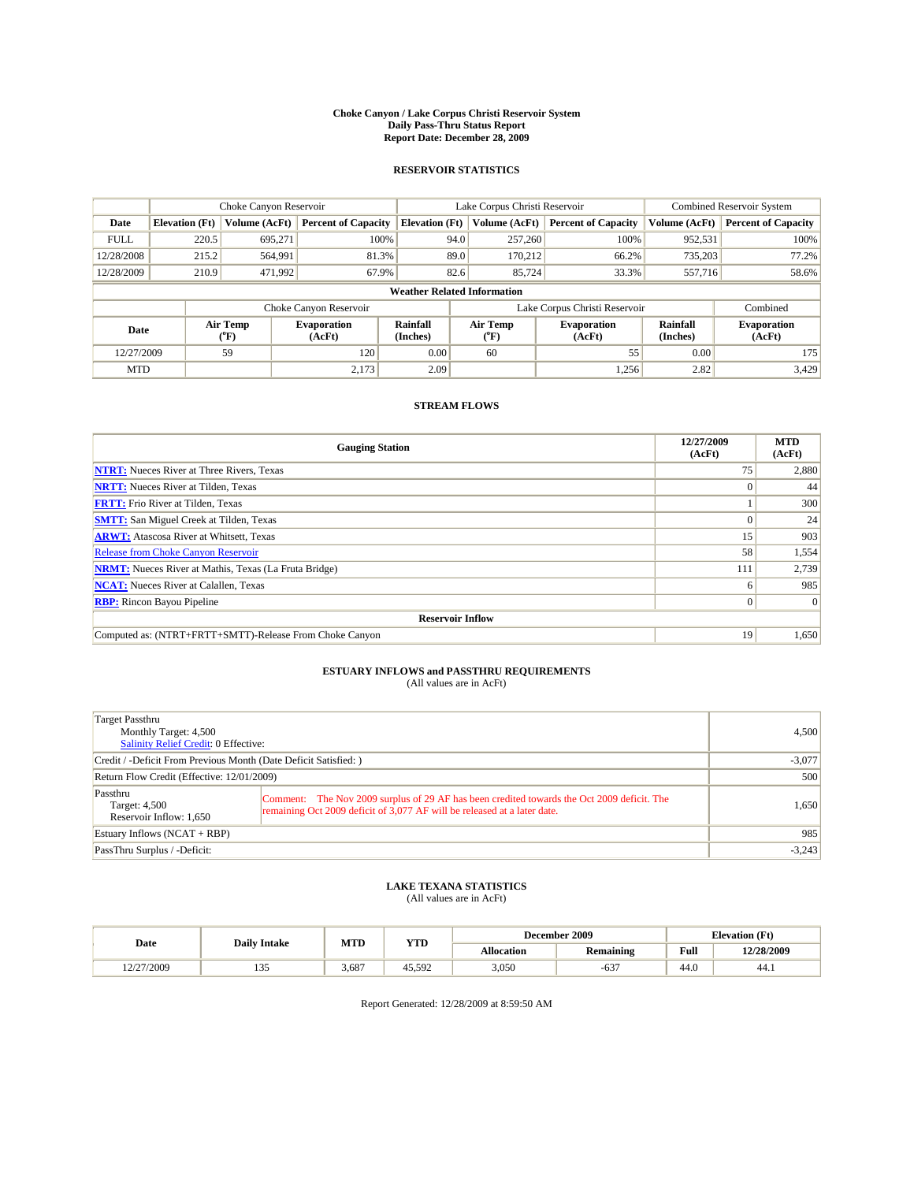# Choke Canyon / Lake Corpus Christi Reservoir System
## Daily Pass-Thru Status Report
### Report Date: December 28, 2009

## RESERVOIR STATISTICS

| | Choke Canyon Reservoir | | | Lake Corpus Christi Reservoir | | | Combined Reservoir System | |
|---|---|---|---|---|---|---|---|---|
| Date | Elevation (Ft) | Volume (AcFt) | Percent of Capacity | Elevation (Ft) | Volume (AcFt) | Percent of Capacity | Volume (AcFt) | Percent of Capacity |
| FULL | 220.5 | 695,271 | 100% | 94.0 | 257,260 | 100% | 952,531 | 100% |
| 12/28/2008 | 215.2 | 564,991 | 81.3% | 89.0 | 170,212 | 66.2% | 735,203 | 77.2% |
| 12/28/2009 | 210.9 | 471,992 | 67.9% | 82.6 | 85,724 | 33.3% | 557,716 | 58.6% |

**Weather Related Information**

| | Choke Canyon Reservoir | | | Lake Corpus Christi Reservoir | | | Combined |
|---|---|---|---|---|---|---|---|
| Date | Air Temp (°F) | Evaporation (AcFt) | Rainfall (Inches) | Air Temp (°F) | Evaporation (AcFt) | Rainfall (Inches) | Evaporation (AcFt) |
| 12/27/2009 | 59 | 120 | 0.00 | 60 | 55 | 0.00 | 175 |
| MTD | | 2,173 | 2.09 | | 1,256 | 2.82 | 3,429 |

## STREAM FLOWS

| Gauging Station | 12/27/2009 (AcFt) | MTD (AcFt) |
|---|---|---|
| NTRT: Nueces River at Three Rivers, Texas | 75 | 2,880 |
| NRTT: Nueces River at Tilden, Texas | 0 | 44 |
| FRTT: Frio River at Tilden, Texas | 1 | 300 |
| SMTT: San Miguel Creek at Tilden, Texas | 0 | 24 |
| ARWT: Atascosa River at Whitsett, Texas | 15 | 903 |
| Release from Choke Canyon Reservoir | 58 | 1,554 |
| NRMT: Nueces River at Mathis, Texas (La Fruta Bridge) | 111 | 2,739 |
| NCAT: Nueces River at Calallen, Texas | 6 | 985 |
| RBP: Rincon Bayou Pipeline | 0 | 0 |
| **Reservoir Inflow** | | |
| Computed as: (NTRT+FRTT+SMTT)-Release From Choke Canyon | 19 | 1,650 |

## ESTUARY INFLOWS and PASSTHRU REQUIREMENTS
(All values are in AcFt)

| | |
|---|---|
| Target Passthru<br>Monthly Target: 4,500<br>Salinity Relief Credit: 0 Effective: | 4,500 |
| Credit / -Deficit From Previous Month (Date Deficit Satisfied: ) | -3,077 |
| Return Flow Credit (Effective: 12/01/2009) | 500 |
| Passthru<br>Target: 4,500<br>Reservoir Inflow: 1,650<br>Comment: The Nov 2009 surplus of 29 AF has been credited towards the Oct 2009 deficit. The remaining Oct 2009 deficit of 3,077 AF will be released at a later date. | 1,650 |
| Estuary Inflows (NCAT + RBP) | 985 |
| PassThru Surplus / -Deficit: | -3,243 |

## LAKE TEXANA STATISTICS
(All values are in AcFt)

| Date | Daily Intake | MTD | YTD | December 2009 | | Elevation (Ft) | |
|---|---|---|---|---|---|---|---|
| | | | | Allocation | Remaining | Full | 12/28/2009 |
| 12/27/2009 | 135 | 3,687 | 45,592 | 3,050 | -637 | 44.0 | 44.1 |

Report Generated: 12/28/2009 at 8:59:50 AM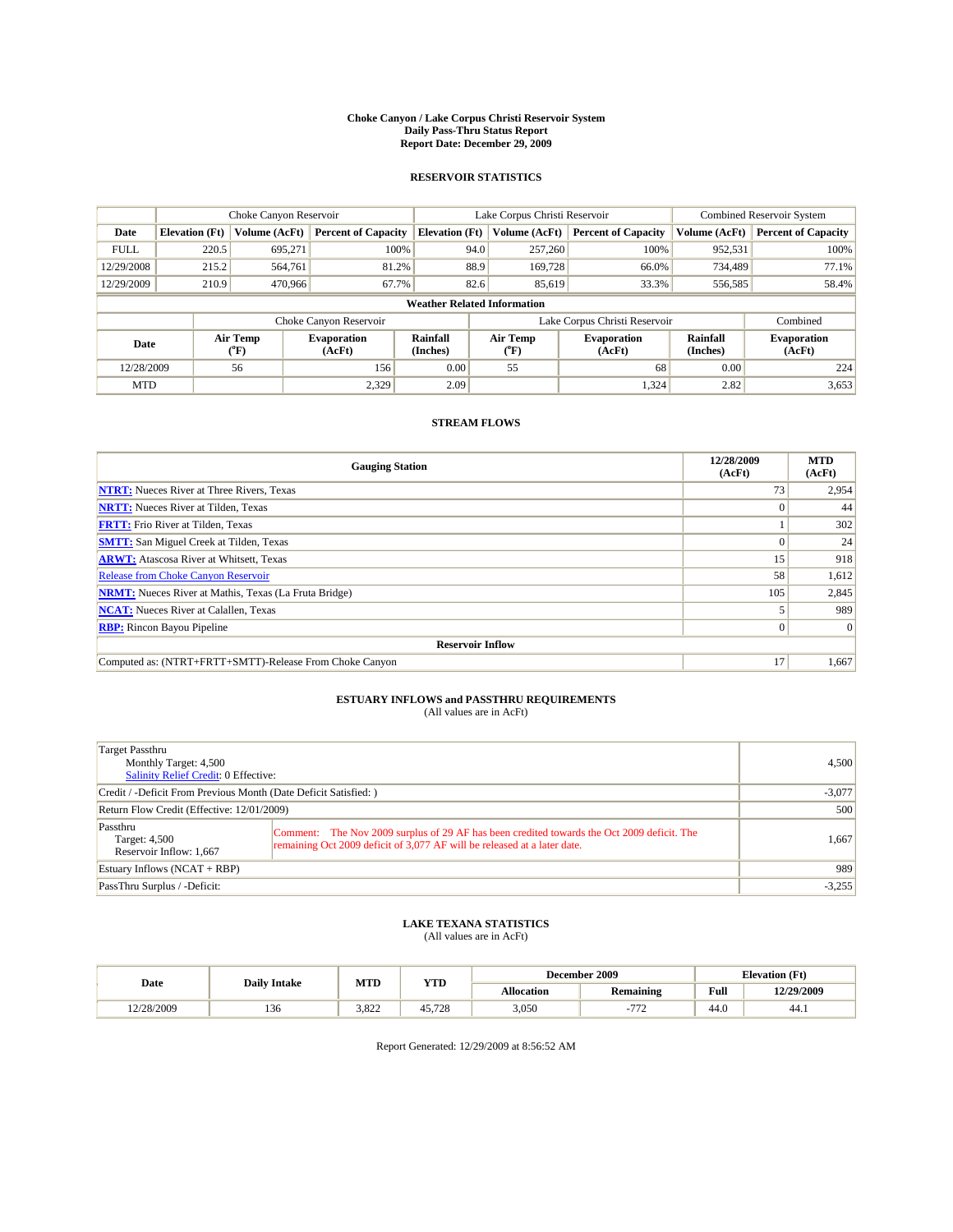# Choke Canyon / Lake Corpus Christi Reservoir System
## Daily Pass-Thru Status Report
### Report Date: December 29, 2009

## RESERVOIR STATISTICS

| | Choke Canyon Reservoir | | | Lake Corpus Christi Reservoir | | | Combined Reservoir System | |
|---|---|---|---|---|---|---|---|---|
| Date | Elevation (Ft) | Volume (AcFt) | Percent of Capacity | Elevation (Ft) | Volume (AcFt) | Percent of Capacity | Volume (AcFt) | Percent of Capacity |
| FULL | 220.5 | 695,271 | 100% | 94.0 | 257,260 | 100% | 952,531 | 100% |
| 12/29/2008 | 215.2 | 564,761 | 81.2% | 88.9 | 169,728 | 66.0% | 734,489 | 77.1% |
| 12/29/2009 | 210.9 | 470,966 | 67.7% | 82.6 | 85,619 | 33.3% | 556,585 | 58.4% |

**Weather Related Information**

| | Choke Canyon Reservoir | | | Lake Corpus Christi Reservoir | | | Combined |
|---|---|---|---|---|---|---|---|
| Date | Air Temp (°F) | Evaporation (AcFt) | Rainfall (Inches) | Air Temp (°F) | Evaporation (AcFt) | Rainfall (Inches) | Evaporation (AcFt) |
| 12/28/2009 | 56 | 156 | 0.00 | 55 | 68 | 0.00 | 224 |
| MTD | | 2,329 | 2.09 | | 1,324 | 2.82 | 3,653 |

## STREAM FLOWS

| Gauging Station | 12/28/2009 (AcFt) | MTD (AcFt) |
|---|---|---|
| NTRT: Nueces River at Three Rivers, Texas | 73 | 2,954 |
| NRTT: Nueces River at Tilden, Texas | 0 | 44 |
| FRTT: Frio River at Tilden, Texas | 1 | 302 |
| SMTT: San Miguel Creek at Tilden, Texas | 0 | 24 |
| ARWT: Atascosa River at Whitsett, Texas | 15 | 918 |
| Release from Choke Canyon Reservoir | 58 | 1,612 |
| NRMT: Nueces River at Mathis, Texas (La Fruta Bridge) | 105 | 2,845 |
| NCAT: Nueces River at Calallen, Texas | 5 | 989 |
| RBP: Rincon Bayou Pipeline | 0 | 0 |
| **Reservoir Inflow** | | |
| Computed as: (NTRT+FRTT+SMTT)-Release From Choke Canyon | 17 | 1,667 |

## ESTUARY INFLOWS and PASSTHRU REQUIREMENTS
(All values are in AcFt)

| | | |
|---|---|---|
| Target Passthru<br>Monthly Target: 4,500<br>Salinity Relief Credit: 0 Effective: | | 4,500 |
| Credit / -Deficit From Previous Month (Date Deficit Satisfied: ) | | -3,077 |
| Return Flow Credit (Effective: 12/01/2009) | | 500 |
| Passthru<br>Target: 4,500<br>Reservoir Inflow: 1,667 | Comment: The Nov 2009 surplus of 29 AF has been credited towards the Oct 2009 deficit. The remaining Oct 2009 deficit of 3,077 AF will be released at a later date. | 1,667 |
| Estuary Inflows (NCAT + RBP) | | 989 |
| PassThru Surplus / -Deficit: | | -3,255 |

## LAKE TEXANA STATISTICS
(All values are in AcFt)

| Date | Daily Intake | MTD | YTD | December 2009 | | Elevation (Ft) | |
|---|---|---|---|---|---|---|---|
| | | | | Allocation | Remaining | Full | 12/29/2009 |
| 12/28/2009 | 136 | 3,822 | 45,728 | 3,050 | -772 | 44.0 | 44.1 |

Report Generated: 12/29/2009 at 8:56:52 AM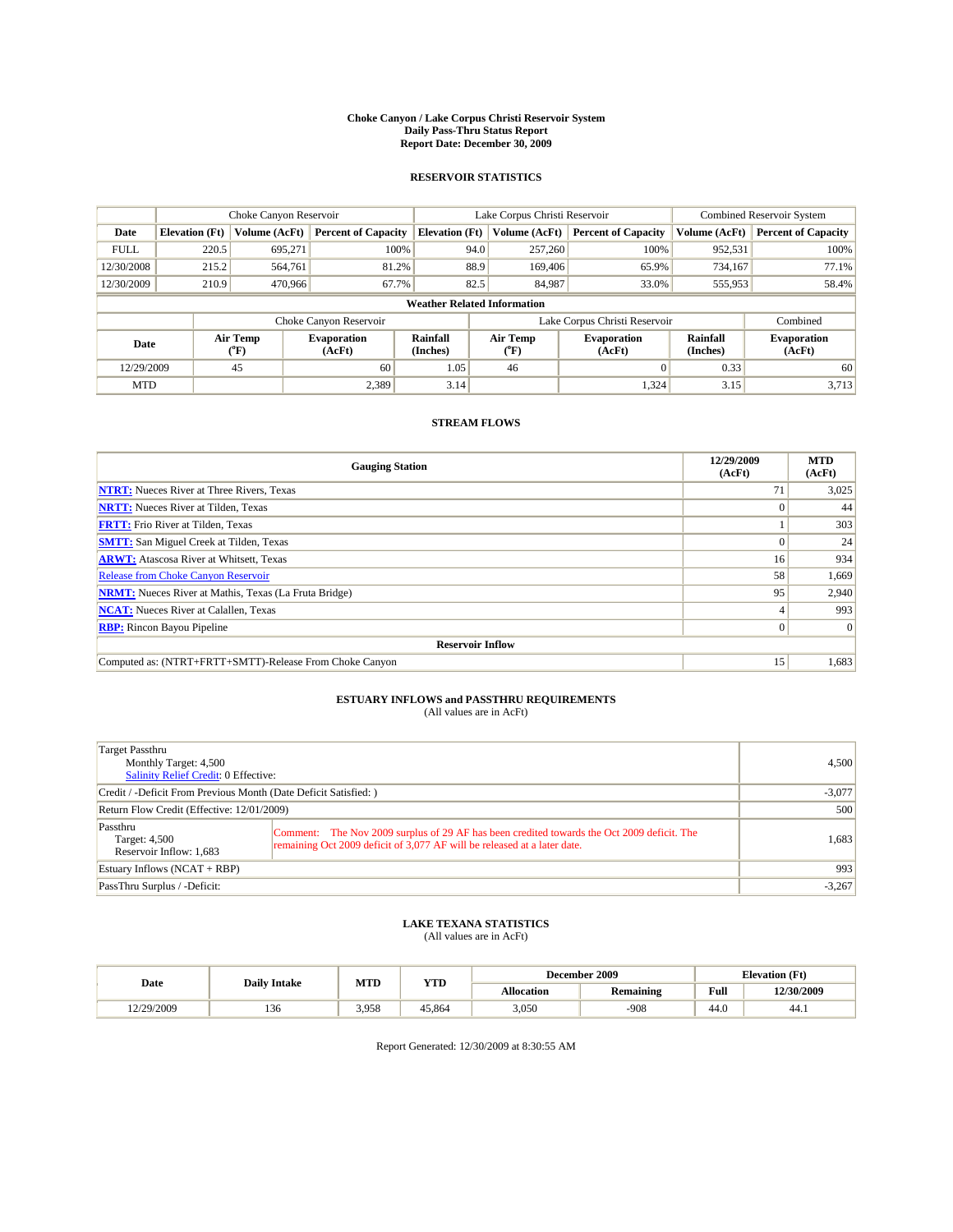# Choke Canyon / Lake Corpus Christi Reservoir System
## Daily Pass-Thru Status Report
### Report Date: December 30, 2009

## RESERVOIR STATISTICS

| | Choke Canyon Reservoir | | | Lake Corpus Christi Reservoir | | | Combined Reservoir System | |
|---|---|---|---|---|---|---|---|---|
| Date | Elevation (Ft) | Volume (AcFt) | Percent of Capacity | Elevation (Ft) | Volume (AcFt) | Percent of Capacity | Volume (AcFt) | Percent of Capacity |
| FULL | 220.5 | 695,271 | 100% | 94.0 | 257,260 | 100% | 952,531 | 100% |
| 12/30/2008 | 215.2 | 564,761 | 81.2% | 88.9 | 169,406 | 65.9% | 734,167 | 77.1% |
| 12/30/2009 | 210.9 | 470,966 | 67.7% | 82.5 | 84,987 | 33.0% | 555,953 | 58.4% |

**Weather Related Information**

| | Choke Canyon Reservoir | | | Lake Corpus Christi Reservoir | | | Combined |
|---|---|---|---|---|---|---|---|
| Date | Air Temp (°F) | Evaporation (AcFt) | Rainfall (Inches) | Air Temp (°F) | Evaporation (AcFt) | Rainfall (Inches) | Evaporation (AcFt) |
| 12/29/2009 | 45 | 60 | 1.05 | 46 | 0 | 0.33 | 60 |
| MTD | | 2,389 | 3.14 | | 1,324 | 3.15 | 3,713 |

## STREAM FLOWS

| Gauging Station | 12/29/2009 (AcFt) | MTD (AcFt) |
|---|---|---|
| NTRT: Nueces River at Three Rivers, Texas | 71 | 3,025 |
| NRTT: Nueces River at Tilden, Texas | 0 | 44 |
| FRTT: Frio River at Tilden, Texas | 1 | 303 |
| SMTT: San Miguel Creek at Tilden, Texas | 0 | 24 |
| ARWT: Atascosa River at Whitsett, Texas | 16 | 934 |
| Release from Choke Canyon Reservoir | 58 | 1,669 |
| NRMT: Nueces River at Mathis, Texas (La Fruta Bridge) | 95 | 2,940 |
| NCAT: Nueces River at Calallen, Texas | 4 | 993 |
| RBP: Rincon Bayou Pipeline | 0 | 0 |
| **Reservoir Inflow** | | |
| Computed as: (NTRT+FRTT+SMTT)-Release From Choke Canyon | 15 | 1,683 |

## ESTUARY INFLOWS and PASSTHRU REQUIREMENTS
(All values are in AcFt)

| | |
|---|---|
| Target Passthru<br>Monthly Target: 4,500<br>Salinity Relief Credit: 0 Effective: | 4,500 |
| Credit / -Deficit From Previous Month (Date Deficit Satisfied: ) | -3,077 |
| Return Flow Credit (Effective: 12/01/2009) | 500 |
| Passthru<br>Target: 4,500<br>Reservoir Inflow: 1,683<br>Comment: The Nov 2009 surplus of 29 AF has been credited towards the Oct 2009 deficit. The remaining Oct 2009 deficit of 3,077 AF will be released at a later date. | 1,683 |
| Estuary Inflows (NCAT + RBP) | 993 |
| PassThru Surplus / -Deficit: | -3,267 |

## LAKE TEXANA STATISTICS
(All values are in AcFt)

| Date | Daily Intake | MTD | YTD | December 2009 | | Elevation (Ft) | |
|---|---|---|---|---|---|---|---|
| | | | | Allocation | Remaining | Full | 12/30/2009 |
| 12/29/2009 | 136 | 3,958 | 45,864 | 3,050 | -908 | 44.0 | 44.1 |

Report Generated: 12/30/2009 at 8:30:55 AM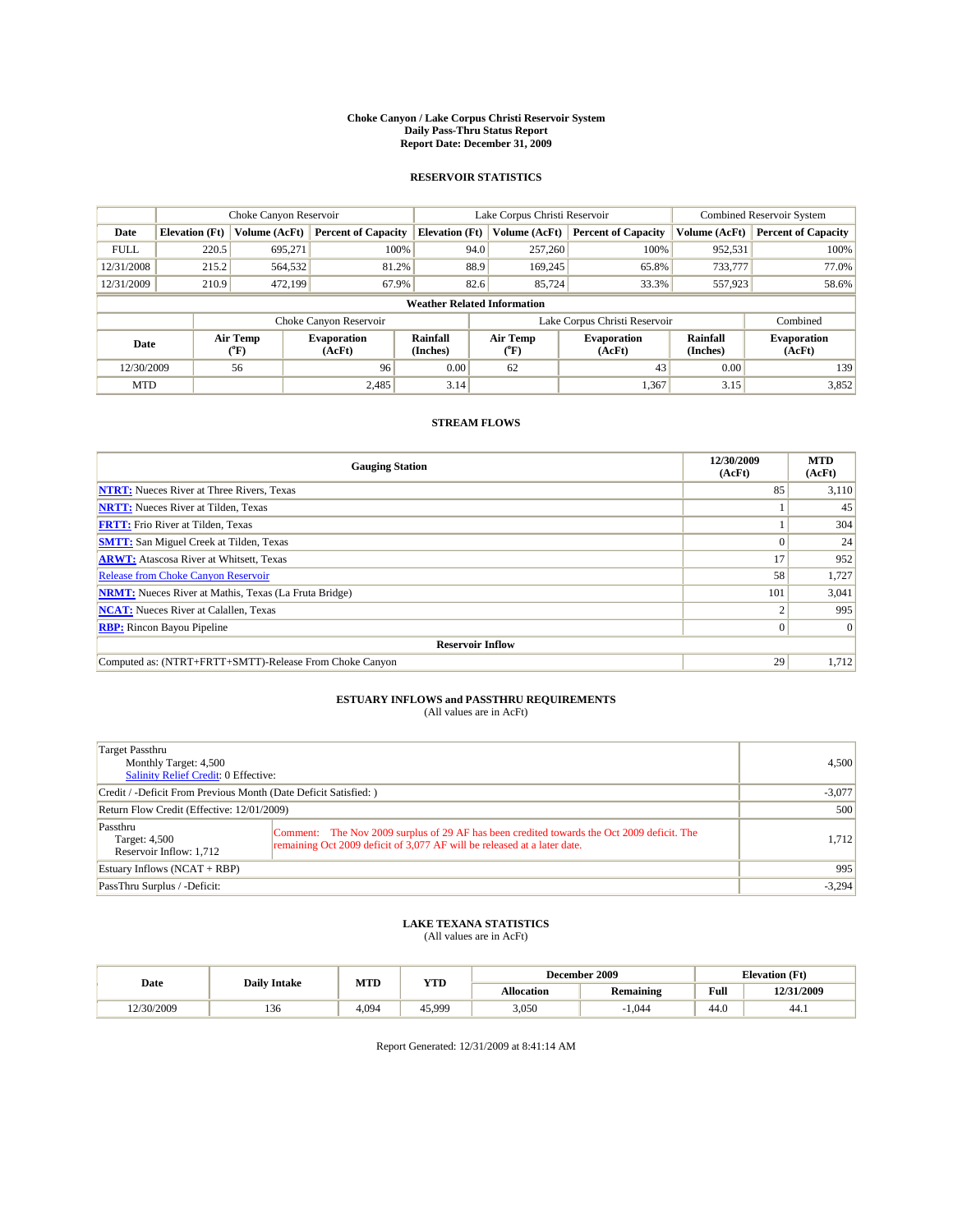# Choke Canyon / Lake Corpus Christi Reservoir System
## Daily Pass-Thru Status Report
## Report Date: December 31, 2009

### RESERVOIR STATISTICS

| | Choke Canyon Reservoir | | | Lake Corpus Christi Reservoir | | | Combined Reservoir System | |
|---|---|---|---|---|---|---|---|---|
| Date | Elevation (Ft) | Volume (AcFt) | Percent of Capacity | Elevation (Ft) | Volume (AcFt) | Percent of Capacity | Volume (AcFt) | Percent of Capacity |
| FULL | 220.5 | 695,271 | 100% | 94.0 | 257,260 | 100% | 952,531 | 100% |
| 12/31/2008 | 215.2 | 564,532 | 81.2% | 88.9 | 169,245 | 65.8% | 733,777 | 77.0% |
| 12/31/2009 | 210.9 | 472,199 | 67.9% | 82.6 | 85,724 | 33.3% | 557,923 | 58.6% |

**Weather Related Information**

| | Choke Canyon Reservoir | | | Lake Corpus Christi Reservoir | | | Combined |
|---|---|---|---|---|---|---|---|
| Date | Air Temp (°F) | Evaporation (AcFt) | Rainfall (Inches) | Air Temp (°F) | Evaporation (AcFt) | Rainfall (Inches) | Evaporation (AcFt) |
| 12/30/2009 | 56 | 96 | 0.00 | 62 | 43 | 0.00 | 139 |
| MTD | | 2,485 | 3.14 | | 1,367 | 3.15 | 3,852 |

### STREAM FLOWS

| Gauging Station | 12/30/2009 (AcFt) | MTD (AcFt) |
|---|---|---|
| NTRT: Nueces River at Three Rivers, Texas | 85 | 3,110 |
| NRTT: Nueces River at Tilden, Texas | 1 | 45 |
| FRTT: Frio River at Tilden, Texas | 1 | 304 |
| SMTT: San Miguel Creek at Tilden, Texas | 0 | 24 |
| ARWT: Atascosa River at Whitsett, Texas | 17 | 952 |
| Release from Choke Canyon Reservoir | 58 | 1,727 |
| NRMT: Nueces River at Mathis, Texas (La Fruta Bridge) | 101 | 3,041 |
| NCAT: Nueces River at Calallen, Texas | 2 | 995 |
| RBP: Rincon Bayou Pipeline | 0 | 0 |
| **Reservoir Inflow** | | |
| Computed as: (NTRT+FRTT+SMTT)-Release From Choke Canyon | 29 | 1,712 |

### ESTUARY INFLOWS and PASSTHRU REQUIREMENTS
(All values are in AcFt)

| | |
|---|---|
| Target Passthru<br>Monthly Target: 4,500<br>Salinity Relief Credit: 0 Effective: | 4,500 |
| Credit / -Deficit From Previous Month (Date Deficit Satisfied: ) | -3,077 |
| Return Flow Credit (Effective: 12/01/2009) | 500 |
| Passthru<br>Target: 4,500<br>Reservoir Inflow: 1,712<br>Comment: The Nov 2009 surplus of 29 AF has been credited towards the Oct 2009 deficit. The remaining Oct 2009 deficit of 3,077 AF will be released at a later date. | 1,712 |
| Estuary Inflows (NCAT + RBP) | 995 |
| PassThru Surplus / -Deficit: | -3,294 |

### LAKE TEXANA STATISTICS
(All values are in AcFt)

| Date | Daily Intake | MTD | YTD | December 2009 | | Elevation (Ft) | |
|---|---|---|---|---|---|---|---|
| | | | | Allocation | Remaining | Full | 12/31/2009 |
| 12/30/2009 | 136 | 4,094 | 45,999 | 3,050 | -1,044 | 44.0 | 44.1 |

Report Generated: 12/31/2009 at 8:41:14 AM